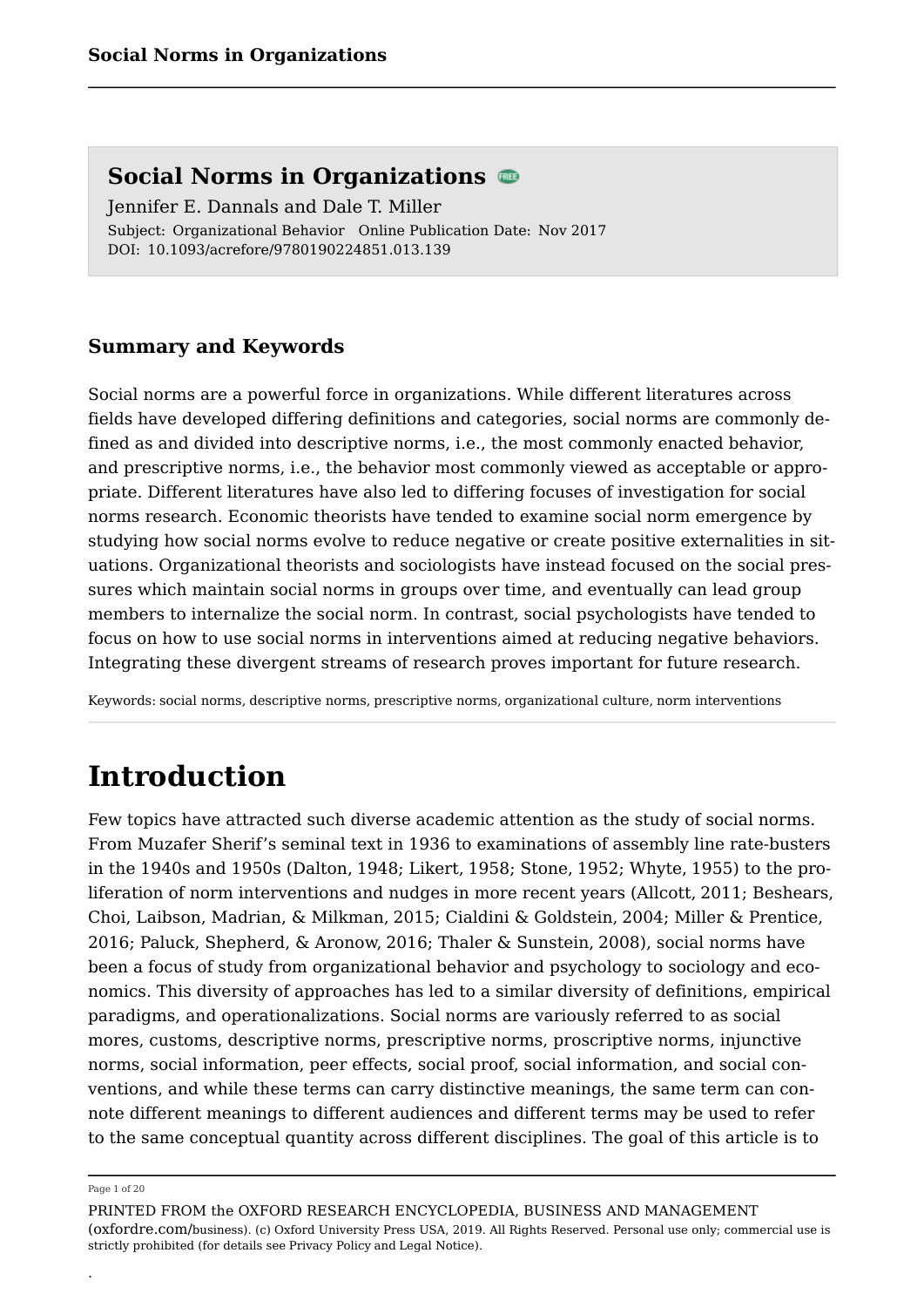# Social Norms in Organizations

Jennifer E. Dannals and Dale T. Miller

Subject: Organizational Behavior Online Publication Date: Nov 2017

DOI: 10.1093/acrefore/9780190224851.013.139

## Summary and Keywords

Social norms are a powerful force in organizations. While different literatures across fields have developed differing definitions and categories, social norms are commonly defined as and divided into descriptive norms, i.e., the most commonly enacted behavior, and prescriptive norms, i.e., the behavior most commonly viewed as acceptable or appropriate. Different literatures have also led to differing focuses of investigation for social norms research. Economic theorists have tended to examine social norm emergence by studying how social norms evolve to reduce negative or create positive externalities in situations. Organizational theorists and sociologists have instead focused on the social pressures which maintain social norms in groups over time, and eventually can lead group members to internalize the social norm. In contrast, social psychologists have tended to focus on how to use social norms in interventions aimed at reducing negative behaviors. Integrating these divergent streams of research proves important for future research.

Keywords: social norms, descriptive norms, prescriptive norms, organizational culture, norm interventions

# Introduction

Few topics have attracted such diverse academic attention as the study of social norms. From Muzafer Sherif's seminal text in 1936 to examinations of assembly line rate-busters in the 1940s and 1950s (Dalton, 1948; Likert, 1958; Stone, 1952; Whyte, 1955) to the proliferation of norm interventions and nudges in more recent years (Allcott, 2011; Beshears, Choi, Laibson, Madrian, & Milkman, 2015; Cialdini & Goldstein, 2004; Miller & Prentice, 2016; Paluck, Shepherd, & Aronow, 2016; Thaler & Sunstein, 2008), social norms have been a focus of study from organizational behavior and psychology to sociology and economics. This diversity of approaches has led to a similar diversity of definitions, empirical paradigms, and operationalizations. Social norms are variously referred to as social mores, customs, descriptive norms, prescriptive norms, proscriptive norms, injunctive norms, social information, peer effects, social proof, social information, and social conventions, and while these terms can carry distinctive meanings, the same term can connote different meanings to different audiences and different terms may be used to refer to the same conceptual quantity across different disciplines. The goal of this article is to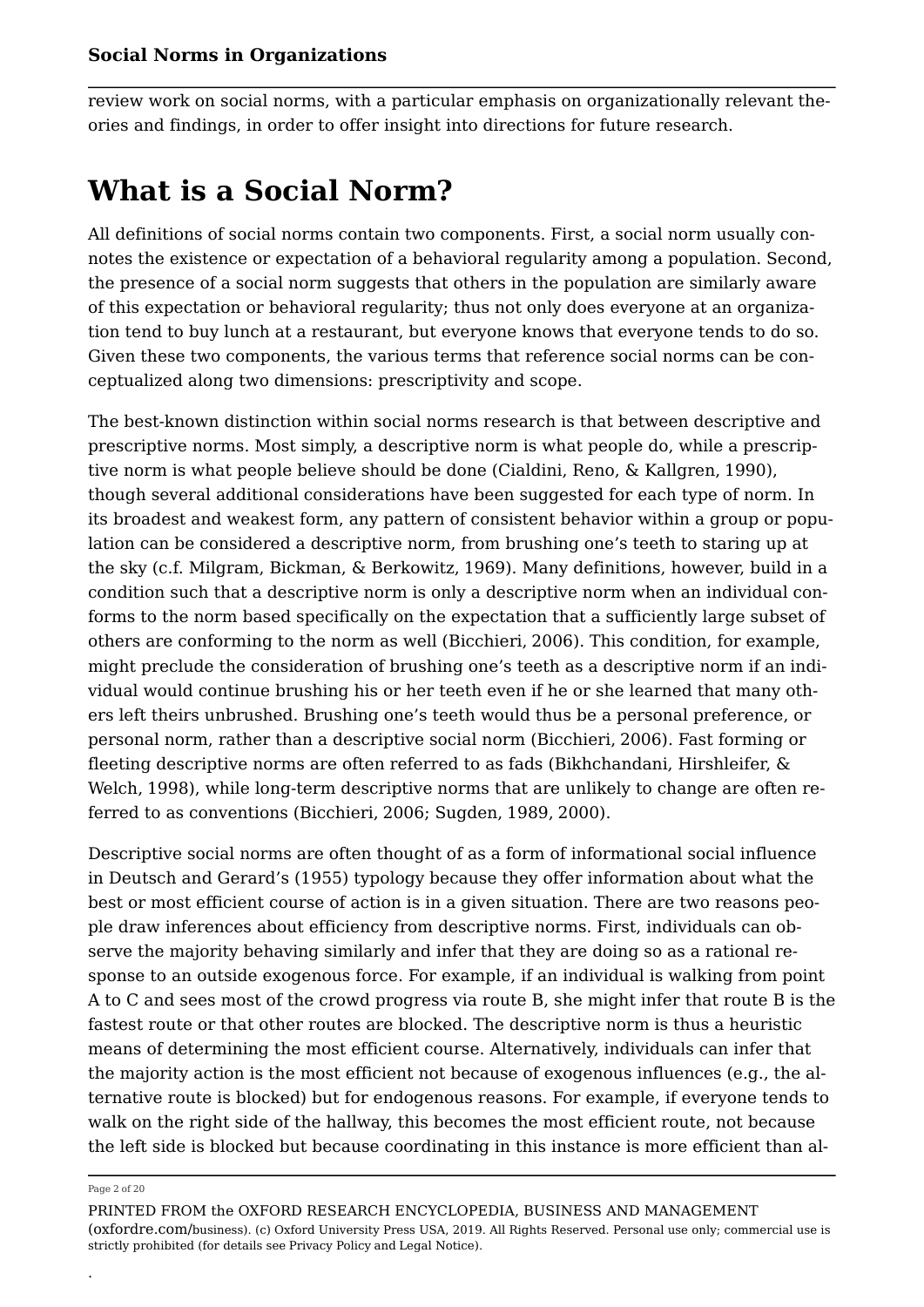review work on social norms, with a particular emphasis on organizationally relevant theories and findings, in order to offer insight into directions for future research.

# What is a Social Norm?

All definitions of social norms contain two components. First, a social norm usually connotes the existence or expectation of a behavioral regularity among a population. Second, the presence of a social norm suggests that others in the population are similarly aware of this expectation or behavioral regularity; thus not only does everyone at an organization tend to buy lunch at a restaurant, but everyone knows that everyone tends to do so. Given these two components, the various terms that reference social norms can be conceptualized along two dimensions: prescriptivity and scope.

The best-known distinction within social norms research is that between descriptive and prescriptive norms. Most simply, a descriptive norm is what people do, while a prescriptive norm is what people believe should be done (Cialdini, Reno, & Kallgren, 1990), though several additional considerations have been suggested for each type of norm. In its broadest and weakest form, any pattern of consistent behavior within a group or population can be considered a descriptive norm, from brushing one's teeth to staring up at the sky (c.f. Milgram, Bickman, & Berkowitz, 1969). Many definitions, however, build in a condition such that a descriptive norm is only a descriptive norm when an individual conforms to the norm based specifically on the expectation that a sufficiently large subset of others are conforming to the norm as well (Bicchieri, 2006). This condition, for example, might preclude the consideration of brushing one's teeth as a descriptive norm if an individual would continue brushing his or her teeth even if he or she learned that many others left theirs unbrushed. Brushing one's teeth would thus be a personal preference, or personal norm, rather than a descriptive social norm (Bicchieri, 2006). Fast forming or fleeting descriptive norms are often referred to as fads (Bikhchandani, Hirshleifer, & Welch, 1998), while long-term descriptive norms that are unlikely to change are often referred to as conventions (Bicchieri, 2006; Sugden, 1989, 2000).

Descriptive social norms are often thought of as a form of informational social influence in Deutsch and Gerard's (1955) typology because they offer information about what the best or most efficient course of action is in a given situation. There are two reasons people draw inferences about efficiency from descriptive norms. First, individuals can observe the majority behaving similarly and infer that they are doing so as a rational response to an outside exogenous force. For example, if an individual is walking from point A to C and sees most of the crowd progress via route B, she might infer that route B is the fastest route or that other routes are blocked. The descriptive norm is thus a heuristic means of determining the most efficient course. Alternatively, individuals can infer that the majority action is the most efficient not because of exogenous influences (e.g., the alternative route is blocked) but for endogenous reasons. For example, if everyone tends to walk on the right side of the hallway, this becomes the most efficient route, not because the left side is blocked but because coordinating in this instance is more efficient than al-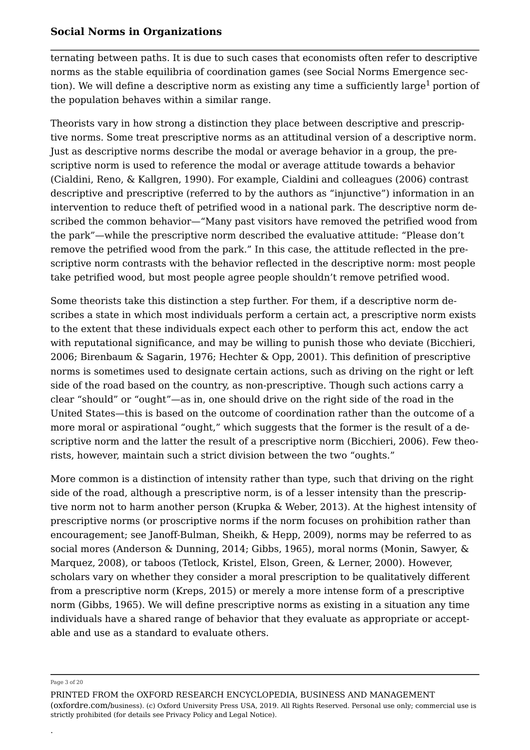ternating between paths. It is due to such cases that economists often refer to descriptive norms as the stable equilibria of coordination games (see Social Norms Emergence section). We will define a descriptive norm as existing any time a sufficiently large[1] portion of the population behaves within a similar range.

Theorists vary in how strong a distinction they place between descriptive and prescriptive norms. Some treat prescriptive norms as an attitudinal version of a descriptive norm. Just as descriptive norms describe the modal or average behavior in a group, the prescriptive norm is used to reference the modal or average attitude towards a behavior (Cialdini, Reno, & Kallgren, 1990). For example, Cialdini and colleagues (2006) contrast descriptive and prescriptive (referred to by the authors as "injunctive") information in an intervention to reduce theft of petrified wood in a national park. The descriptive norm described the common behavior—"Many past visitors have removed the petrified wood from the park"—while the prescriptive norm described the evaluative attitude: "Please don't remove the petrified wood from the park." In this case, the attitude reflected in the prescriptive norm contrasts with the behavior reflected in the descriptive norm: most people take petrified wood, but most people agree people shouldn't remove petrified wood.

Some theorists take this distinction a step further. For them, if a descriptive norm describes a state in which most individuals perform a certain act, a prescriptive norm exists to the extent that these individuals expect each other to perform this act, endow the act with reputational significance, and may be willing to punish those who deviate (Bicchieri, 2006; Birenbaum & Sagarin, 1976; Hechter & Opp, 2001). This definition of prescriptive norms is sometimes used to designate certain actions, such as driving on the right or left side of the road based on the country, as non-prescriptive. Though such actions carry a clear "should" or "ought"—as in, one should drive on the right side of the road in the United States—this is based on the outcome of coordination rather than the outcome of a more moral or aspirational "ought," which suggests that the former is the result of a descriptive norm and the latter the result of a prescriptive norm (Bicchieri, 2006). Few theorists, however, maintain such a strict division between the two "oughts."

More common is a distinction of intensity rather than type, such that driving on the right side of the road, although a prescriptive norm, is of a lesser intensity than the prescriptive norm not to harm another person (Krupka & Weber, 2013). At the highest intensity of prescriptive norms (or proscriptive norms if the norm focuses on prohibition rather than encouragement; see Janoff-Bulman, Sheikh, & Hepp, 2009), norms may be referred to as social mores (Anderson & Dunning, 2014; Gibbs, 1965), moral norms (Monin, Sawyer, & Marquez, 2008), or taboos (Tetlock, Kristel, Elson, Green, & Lerner, 2000). However, scholars vary on whether they consider a moral prescription to be qualitatively different from a prescriptive norm (Kreps, 2015) or merely a more intense form of a prescriptive norm (Gibbs, 1965). We will define prescriptive norms as existing in a situation any time individuals have a shared range of behavior that they evaluate as appropriate or acceptable and use as a standard to evaluate others.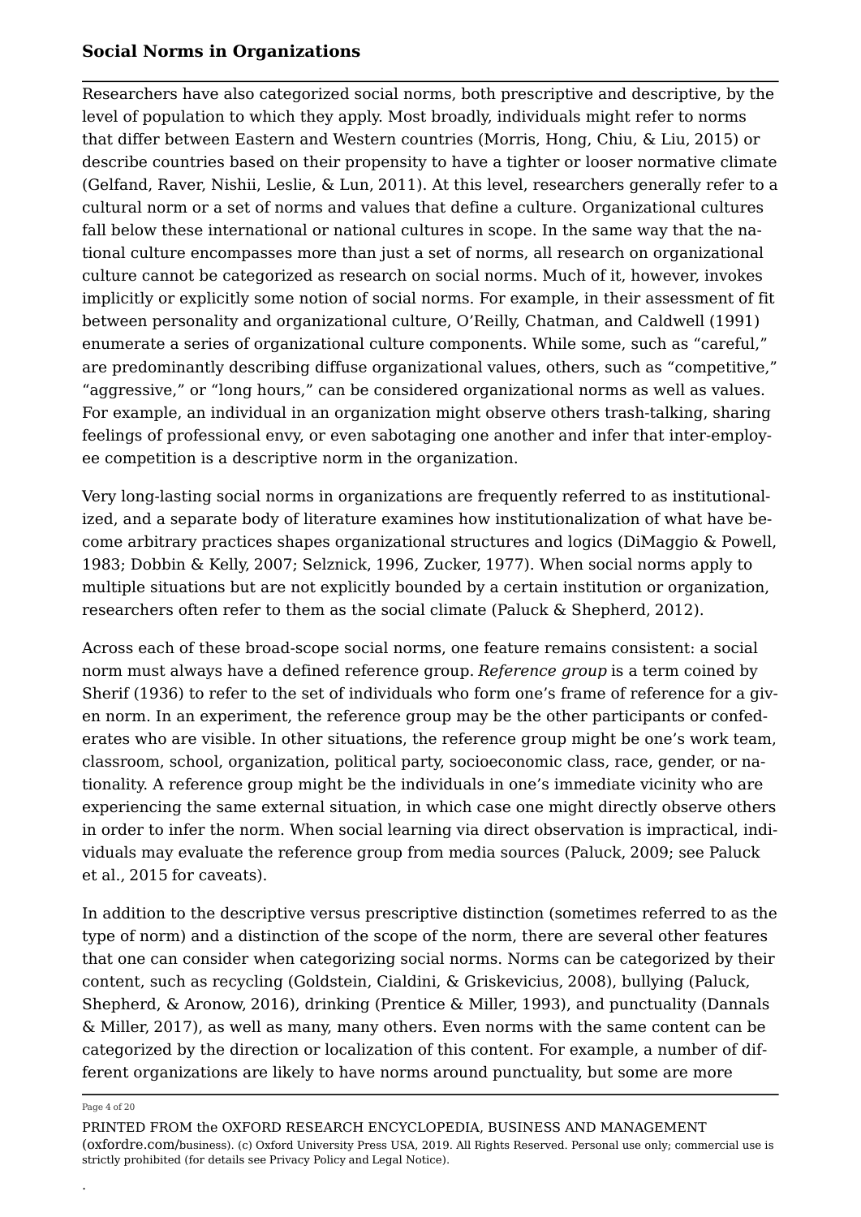Researchers have also categorized social norms, both prescriptive and descriptive, by the level of population to which they apply. Most broadly, individuals might refer to norms that differ between Eastern and Western countries (Morris, Hong, Chiu, & Liu, 2015) or describe countries based on their propensity to have a tighter or looser normative climate (Gelfand, Raver, Nishii, Leslie, & Lun, 2011). At this level, researchers generally refer to a cultural norm or a set of norms and values that define a culture. Organizational cultures fall below these international or national cultures in scope. In the same way that the national culture encompasses more than just a set of norms, all research on organizational culture cannot be categorized as research on social norms. Much of it, however, invokes implicitly or explicitly some notion of social norms. For example, in their assessment of fit between personality and organizational culture, O'Reilly, Chatman, and Caldwell (1991) enumerate a series of organizational culture components. While some, such as "careful," are predominantly describing diffuse organizational values, others, such as "competitive," "aggressive," or "long hours," can be considered organizational norms as well as values. For example, an individual in an organization might observe others trash-talking, sharing feelings of professional envy, or even sabotaging one another and infer that inter-employee competition is a descriptive norm in the organization.

Very long-lasting social norms in organizations are frequently referred to as institutionalized, and a separate body of literature examines how institutionalization of what have become arbitrary practices shapes organizational structures and logics (DiMaggio & Powell, 1983; Dobbin & Kelly, 2007; Selznick, 1996, Zucker, 1977). When social norms apply to multiple situations but are not explicitly bounded by a certain institution or organization, researchers often refer to them as the social climate (Paluck & Shepherd, 2012).

Across each of these broad-scope social norms, one feature remains consistent: a social norm must always have a defined reference group. *Reference group* is a term coined by Sherif (1936) to refer to the set of individuals who form one's frame of reference for a given norm. In an experiment, the reference group may be the other participants or confederates who are visible. In other situations, the reference group might be one's work team, classroom, school, organization, political party, socioeconomic class, race, gender, or nationality. A reference group might be the individuals in one's immediate vicinity who are experiencing the same external situation, in which case one might directly observe others in order to infer the norm. When social learning via direct observation is impractical, individuals may evaluate the reference group from media sources (Paluck, 2009; see Paluck et al., 2015 for caveats).

In addition to the descriptive versus prescriptive distinction (sometimes referred to as the type of norm) and a distinction of the scope of the norm, there are several other features that one can consider when categorizing social norms. Norms can be categorized by their content, such as recycling (Goldstein, Cialdini, & Griskevicius, 2008), bullying (Paluck, Shepherd, & Aronow, 2016), drinking (Prentice & Miller, 1993), and punctuality (Dannals & Miller, 2017), as well as many, many others. Even norms with the same content can be categorized by the direction or localization of this content. For example, a number of different organizations are likely to have norms around punctuality, but some are more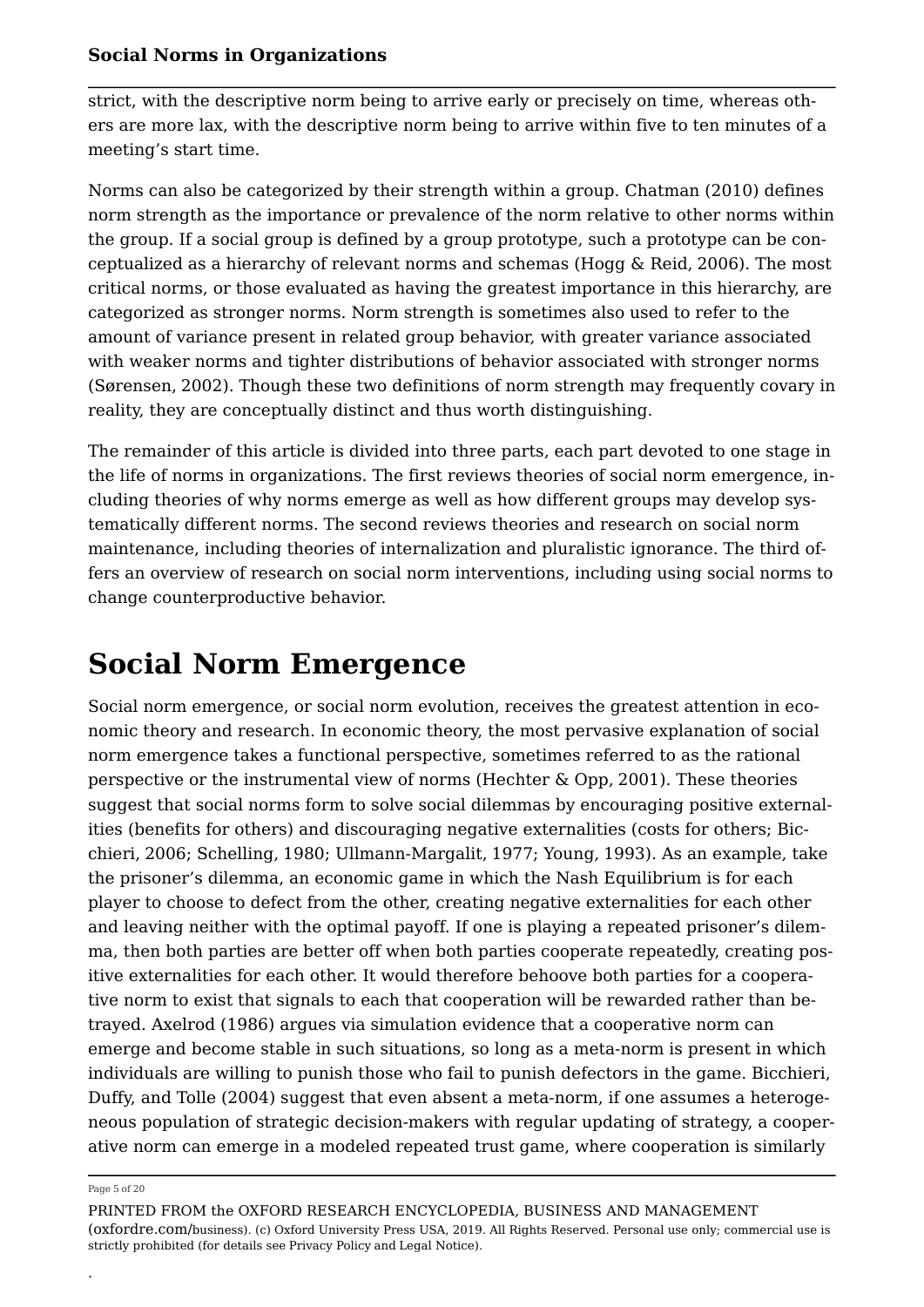strict, with the descriptive norm being to arrive early or precisely on time, whereas others are more lax, with the descriptive norm being to arrive within five to ten minutes of a meeting's start time.

Norms can also be categorized by their strength within a group. Chatman (2010) defines norm strength as the importance or prevalence of the norm relative to other norms within the group. If a social group is defined by a group prototype, such a prototype can be conceptualized as a hierarchy of relevant norms and schemas (Hogg & Reid, 2006). The most critical norms, or those evaluated as having the greatest importance in this hierarchy, are categorized as stronger norms. Norm strength is sometimes also used to refer to the amount of variance present in related group behavior, with greater variance associated with weaker norms and tighter distributions of behavior associated with stronger norms (Sørensen, 2002). Though these two definitions of norm strength may frequently covary in reality, they are conceptually distinct and thus worth distinguishing.

The remainder of this article is divided into three parts, each part devoted to one stage in the life of norms in organizations. The first reviews theories of social norm emergence, including theories of why norms emerge as well as how different groups may develop systematically different norms. The second reviews theories and research on social norm maintenance, including theories of internalization and pluralistic ignorance. The third offers an overview of research on social norm interventions, including using social norms to change counterproductive behavior.

# Social Norm Emergence

Social norm emergence, or social norm evolution, receives the greatest attention in economic theory and research. In economic theory, the most pervasive explanation of social norm emergence takes a functional perspective, sometimes referred to as the rational perspective or the instrumental view of norms (Hechter & Opp, 2001). These theories suggest that social norms form to solve social dilemmas by encouraging positive externalities (benefits for others) and discouraging negative externalities (costs for others; Bicchieri, 2006; Schelling, 1980; Ullmann-Margalit, 1977; Young, 1993). As an example, take the prisoner's dilemma, an economic game in which the Nash Equilibrium is for each player to choose to defect from the other, creating negative externalities for each other and leaving neither with the optimal payoff. If one is playing a repeated prisoner's dilemma, then both parties are better off when both parties cooperate repeatedly, creating positive externalities for each other. It would therefore behoove both parties for a cooperative norm to exist that signals to each that cooperation will be rewarded rather than betrayed. Axelrod (1986) argues via simulation evidence that a cooperative norm can emerge and become stable in such situations, so long as a meta-norm is present in which individuals are willing to punish those who fail to punish defectors in the game. Bicchieri, Duffy, and Tolle (2004) suggest that even absent a meta-norm, if one assumes a heterogeneous population of strategic decision-makers with regular updating of strategy, a cooperative norm can emerge in a modeled repeated trust game, where cooperation is similarly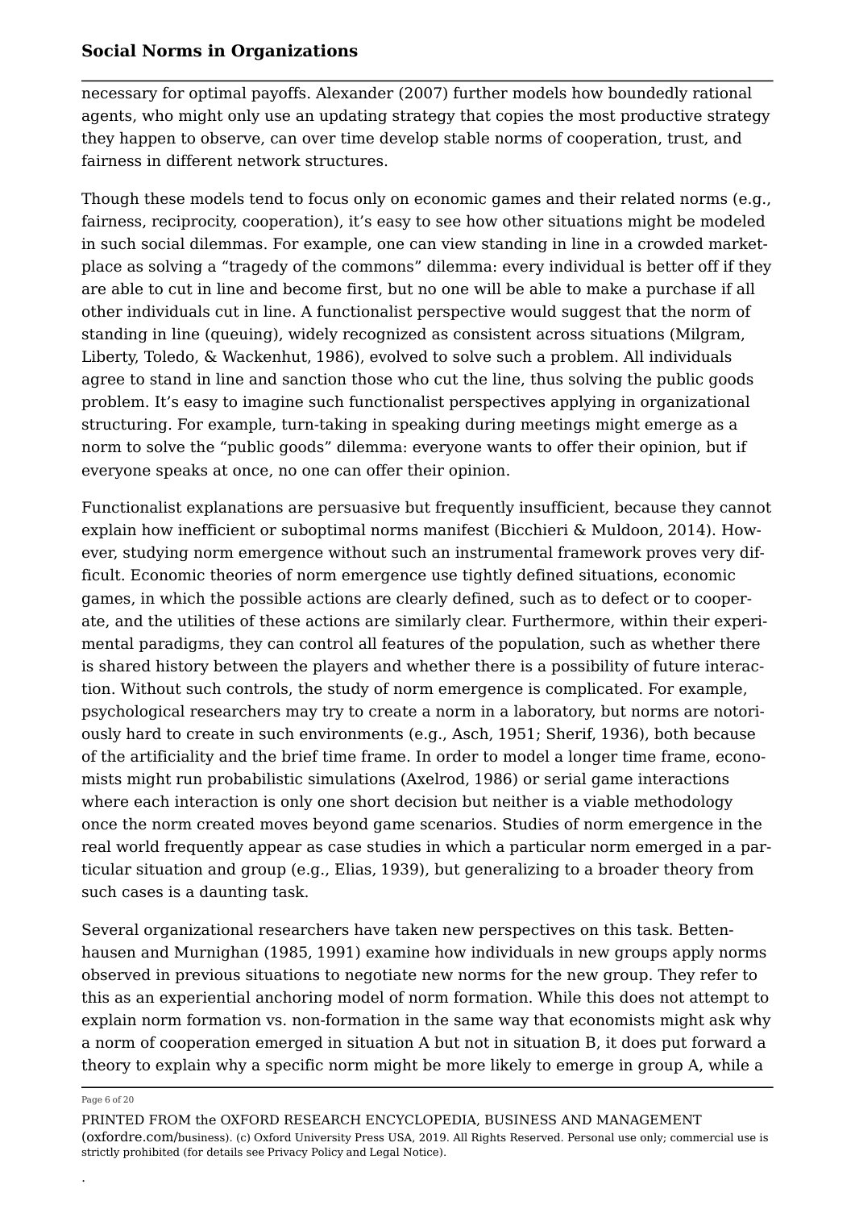necessary for optimal payoffs. Alexander (2007) further models how boundedly rational agents, who might only use an updating strategy that copies the most productive strategy they happen to observe, can over time develop stable norms of cooperation, trust, and fairness in different network structures.

Though these models tend to focus only on economic games and their related norms (e.g., fairness, reciprocity, cooperation), it's easy to see how other situations might be modeled in such social dilemmas. For example, one can view standing in line in a crowded marketplace as solving a "tragedy of the commons" dilemma: every individual is better off if they are able to cut in line and become first, but no one will be able to make a purchase if all other individuals cut in line. A functionalist perspective would suggest that the norm of standing in line (queuing), widely recognized as consistent across situations (Milgram, Liberty, Toledo, & Wackenhut, 1986), evolved to solve such a problem. All individuals agree to stand in line and sanction those who cut the line, thus solving the public goods problem. It's easy to imagine such functionalist perspectives applying in organizational structuring. For example, turn-taking in speaking during meetings might emerge as a norm to solve the "public goods" dilemma: everyone wants to offer their opinion, but if everyone speaks at once, no one can offer their opinion.

Functionalist explanations are persuasive but frequently insufficient, because they cannot explain how inefficient or suboptimal norms manifest (Bicchieri & Muldoon, 2014). However, studying norm emergence without such an instrumental framework proves very difficult. Economic theories of norm emergence use tightly defined situations, economic games, in which the possible actions are clearly defined, such as to defect or to cooperate, and the utilities of these actions are similarly clear. Furthermore, within their experimental paradigms, they can control all features of the population, such as whether there is shared history between the players and whether there is a possibility of future interaction. Without such controls, the study of norm emergence is complicated. For example, psychological researchers may try to create a norm in a laboratory, but norms are notoriously hard to create in such environments (e.g., Asch, 1951; Sherif, 1936), both because of the artificiality and the brief time frame. In order to model a longer time frame, economists might run probabilistic simulations (Axelrod, 1986) or serial game interactions where each interaction is only one short decision but neither is a viable methodology once the norm created moves beyond game scenarios. Studies of norm emergence in the real world frequently appear as case studies in which a particular norm emerged in a particular situation and group (e.g., Elias, 1939), but generalizing to a broader theory from such cases is a daunting task.

Several organizational researchers have taken new perspectives on this task. Bettenhausen and Murnighan (1985, 1991) examine how individuals in new groups apply norms observed in previous situations to negotiate new norms for the new group. They refer to this as an experiential anchoring model of norm formation. While this does not attempt to explain norm formation vs. non-formation in the same way that economists might ask why a norm of cooperation emerged in situation A but not in situation B, it does put forward a theory to explain why a specific norm might be more likely to emerge in group A, while a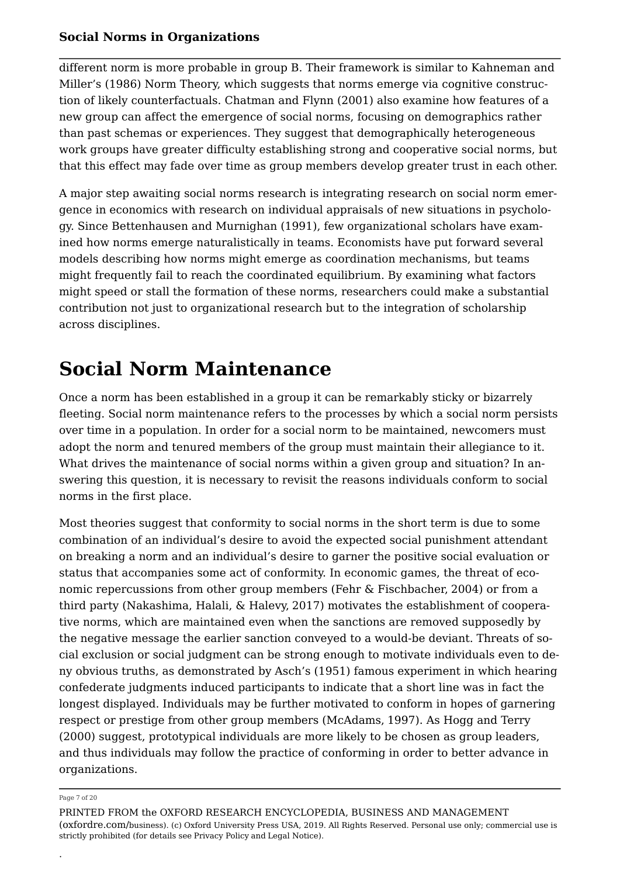different norm is more probable in group B. Their framework is similar to Kahneman and Miller's (1986) Norm Theory, which suggests that norms emerge via cognitive construction of likely counterfactuals. Chatman and Flynn (2001) also examine how features of a new group can affect the emergence of social norms, focusing on demographics rather than past schemas or experiences. They suggest that demographically heterogeneous work groups have greater difficulty establishing strong and cooperative social norms, but that this effect may fade over time as group members develop greater trust in each other.

A major step awaiting social norms research is integrating research on social norm emergence in economics with research on individual appraisals of new situations in psychology. Since Bettenhausen and Murnighan (1991), few organizational scholars have examined how norms emerge naturalistically in teams. Economists have put forward several models describing how norms might emerge as coordination mechanisms, but teams might frequently fail to reach the coordinated equilibrium. By examining what factors might speed or stall the formation of these norms, researchers could make a substantial contribution not just to organizational research but to the integration of scholarship across disciplines.

# Social Norm Maintenance

Once a norm has been established in a group it can be remarkably sticky or bizarrely fleeting. Social norm maintenance refers to the processes by which a social norm persists over time in a population. In order for a social norm to be maintained, newcomers must adopt the norm and tenured members of the group must maintain their allegiance to it. What drives the maintenance of social norms within a given group and situation? In answering this question, it is necessary to revisit the reasons individuals conform to social norms in the first place.

Most theories suggest that conformity to social norms in the short term is due to some combination of an individual's desire to avoid the expected social punishment attendant on breaking a norm and an individual's desire to garner the positive social evaluation or status that accompanies some act of conformity. In economic games, the threat of economic repercussions from other group members (Fehr & Fischbacher, 2004) or from a third party (Nakashima, Halali, & Halevy, 2017) motivates the establishment of cooperative norms, which are maintained even when the sanctions are removed supposedly by the negative message the earlier sanction conveyed to a would-be deviant. Threats of social exclusion or social judgment can be strong enough to motivate individuals even to deny obvious truths, as demonstrated by Asch's (1951) famous experiment in which hearing confederate judgments induced participants to indicate that a short line was in fact the longest displayed. Individuals may be further motivated to conform in hopes of garnering respect or prestige from other group members (McAdams, 1997). As Hogg and Terry (2000) suggest, prototypical individuals are more likely to be chosen as group leaders, and thus individuals may follow the practice of conforming in order to better advance in organizations.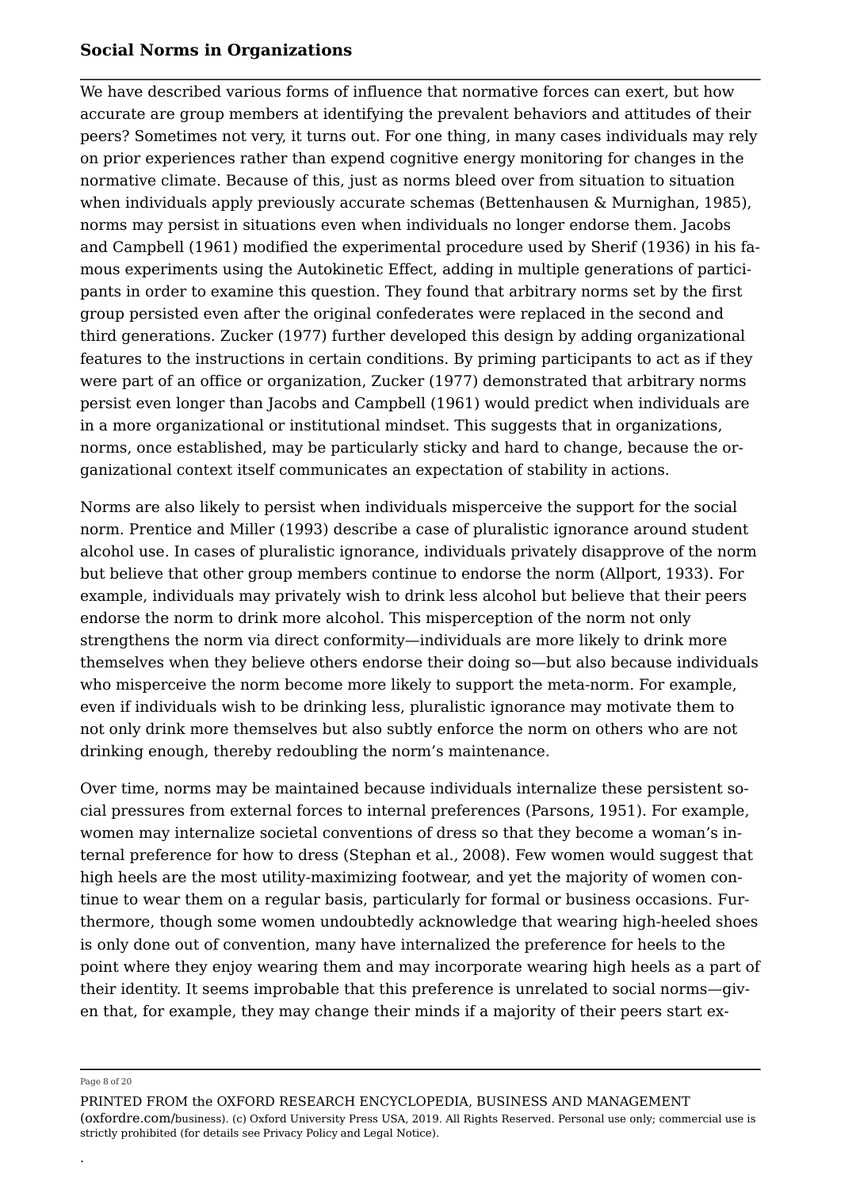We have described various forms of influence that normative forces can exert, but how accurate are group members at identifying the prevalent behaviors and attitudes of their peers? Sometimes not very, it turns out. For one thing, in many cases individuals may rely on prior experiences rather than expend cognitive energy monitoring for changes in the normative climate. Because of this, just as norms bleed over from situation to situation when individuals apply previously accurate schemas (Bettenhausen & Murnighan, 1985), norms may persist in situations even when individuals no longer endorse them. Jacobs and Campbell (1961) modified the experimental procedure used by Sherif (1936) in his famous experiments using the Autokinetic Effect, adding in multiple generations of participants in order to examine this question. They found that arbitrary norms set by the first group persisted even after the original confederates were replaced in the second and third generations. Zucker (1977) further developed this design by adding organizational features to the instructions in certain conditions. By priming participants to act as if they were part of an office or organization, Zucker (1977) demonstrated that arbitrary norms persist even longer than Jacobs and Campbell (1961) would predict when individuals are in a more organizational or institutional mindset. This suggests that in organizations, norms, once established, may be particularly sticky and hard to change, because the organizational context itself communicates an expectation of stability in actions.

Norms are also likely to persist when individuals misperceive the support for the social norm. Prentice and Miller (1993) describe a case of pluralistic ignorance around student alcohol use. In cases of pluralistic ignorance, individuals privately disapprove of the norm but believe that other group members continue to endorse the norm (Allport, 1933). For example, individuals may privately wish to drink less alcohol but believe that their peers endorse the norm to drink more alcohol. This misperception of the norm not only strengthens the norm via direct conformity—individuals are more likely to drink more themselves when they believe others endorse their doing so—but also because individuals who misperceive the norm become more likely to support the meta-norm. For example, even if individuals wish to be drinking less, pluralistic ignorance may motivate them to not only drink more themselves but also subtly enforce the norm on others who are not drinking enough, thereby redoubling the norm's maintenance.

Over time, norms may be maintained because individuals internalize these persistent social pressures from external forces to internal preferences (Parsons, 1951). For example, women may internalize societal conventions of dress so that they become a woman's internal preference for how to dress (Stephan et al., 2008). Few women would suggest that high heels are the most utility-maximizing footwear, and yet the majority of women continue to wear them on a regular basis, particularly for formal or business occasions. Furthermore, though some women undoubtedly acknowledge that wearing high-heeled shoes is only done out of convention, many have internalized the preference for heels to the point where they enjoy wearing them and may incorporate wearing high heels as a part of their identity. It seems improbable that this preference is unrelated to social norms—given that, for example, they may change their minds if a majority of their peers start ex-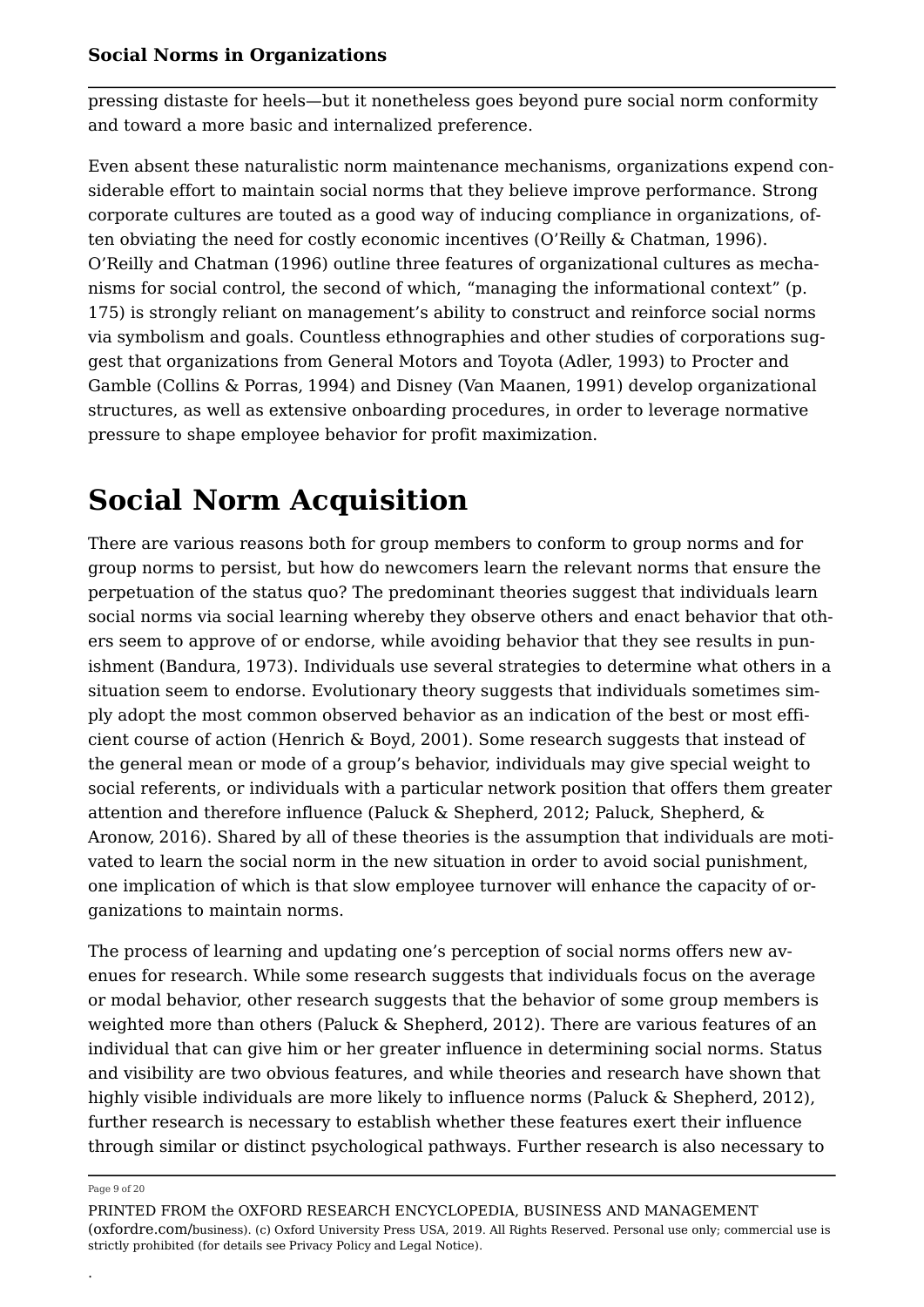pressing distaste for heels—but it nonetheless goes beyond pure social norm conformity and toward a more basic and internalized preference.

Even absent these naturalistic norm maintenance mechanisms, organizations expend considerable effort to maintain social norms that they believe improve performance. Strong corporate cultures are touted as a good way of inducing compliance in organizations, often obviating the need for costly economic incentives (O'Reilly & Chatman, 1996). O'Reilly and Chatman (1996) outline three features of organizational cultures as mechanisms for social control, the second of which, "managing the informational context" (p. 175) is strongly reliant on management's ability to construct and reinforce social norms via symbolism and goals. Countless ethnographies and other studies of corporations suggest that organizations from General Motors and Toyota (Adler, 1993) to Procter and Gamble (Collins & Porras, 1994) and Disney (Van Maanen, 1991) develop organizational structures, as well as extensive onboarding procedures, in order to leverage normative pressure to shape employee behavior for profit maximization.

# Social Norm Acquisition

There are various reasons both for group members to conform to group norms and for group norms to persist, but how do newcomers learn the relevant norms that ensure the perpetuation of the status quo? The predominant theories suggest that individuals learn social norms via social learning whereby they observe others and enact behavior that others seem to approve of or endorse, while avoiding behavior that they see results in punishment (Bandura, 1973). Individuals use several strategies to determine what others in a situation seem to endorse. Evolutionary theory suggests that individuals sometimes simply adopt the most common observed behavior as an indication of the best or most efficient course of action (Henrich & Boyd, 2001). Some research suggests that instead of the general mean or mode of a group's behavior, individuals may give special weight to social referents, or individuals with a particular network position that offers them greater attention and therefore influence (Paluck & Shepherd, 2012; Paluck, Shepherd, & Aronow, 2016). Shared by all of these theories is the assumption that individuals are motivated to learn the social norm in the new situation in order to avoid social punishment, one implication of which is that slow employee turnover will enhance the capacity of organizations to maintain norms.

The process of learning and updating one's perception of social norms offers new avenues for research. While some research suggests that individuals focus on the average or modal behavior, other research suggests that the behavior of some group members is weighted more than others (Paluck & Shepherd, 2012). There are various features of an individual that can give him or her greater influence in determining social norms. Status and visibility are two obvious features, and while theories and research have shown that highly visible individuals are more likely to influence norms (Paluck & Shepherd, 2012), further research is necessary to establish whether these features exert their influence through similar or distinct psychological pathways. Further research is also necessary to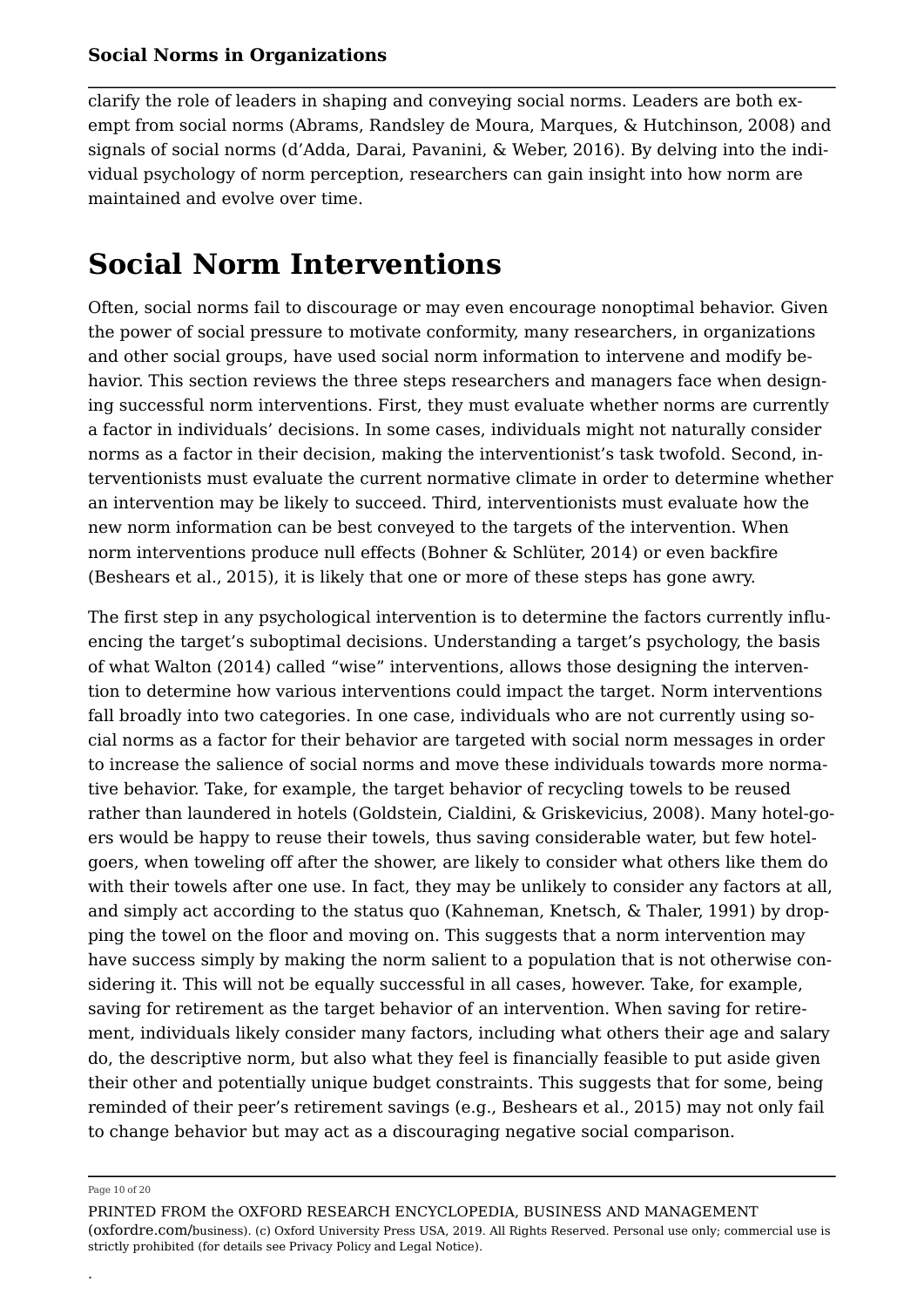clarify the role of leaders in shaping and conveying social norms. Leaders are both exempt from social norms (Abrams, Randsley de Moura, Marques, & Hutchinson, 2008) and signals of social norms (d'Adda, Darai, Pavanini, & Weber, 2016). By delving into the individual psychology of norm perception, researchers can gain insight into how norm are maintained and evolve over time.

# Social Norm Interventions

Often, social norms fail to discourage or may even encourage nonoptimal behavior. Given the power of social pressure to motivate conformity, many researchers, in organizations and other social groups, have used social norm information to intervene and modify behavior. This section reviews the three steps researchers and managers face when designing successful norm interventions. First, they must evaluate whether norms are currently a factor in individuals' decisions. In some cases, individuals might not naturally consider norms as a factor in their decision, making the interventionist's task twofold. Second, interventionists must evaluate the current normative climate in order to determine whether an intervention may be likely to succeed. Third, interventionists must evaluate how the new norm information can be best conveyed to the targets of the intervention. When norm interventions produce null effects (Bohner & Schlüter, 2014) or even backfire (Beshears et al., 2015), it is likely that one or more of these steps has gone awry.

The first step in any psychological intervention is to determine the factors currently influencing the target's suboptimal decisions. Understanding a target's psychology, the basis of what Walton (2014) called "wise" interventions, allows those designing the intervention to determine how various interventions could impact the target. Norm interventions fall broadly into two categories. In one case, individuals who are not currently using social norms as a factor for their behavior are targeted with social norm messages in order to increase the salience of social norms and move these individuals towards more normative behavior. Take, for example, the target behavior of recycling towels to be reused rather than laundered in hotels (Goldstein, Cialdini, & Griskevicius, 2008). Many hotel-goers would be happy to reuse their towels, thus saving considerable water, but few hotel-goers, when toweling off after the shower, are likely to consider what others like them do with their towels after one use. In fact, they may be unlikely to consider any factors at all, and simply act according to the status quo (Kahneman, Knetsch, & Thaler, 1991) by dropping the towel on the floor and moving on. This suggests that a norm intervention may have success simply by making the norm salient to a population that is not otherwise considering it. This will not be equally successful in all cases, however. Take, for example, saving for retirement as the target behavior of an intervention. When saving for retirement, individuals likely consider many factors, including what others their age and salary do, the descriptive norm, but also what they feel is financially feasible to put aside given their other and potentially unique budget constraints. This suggests that for some, being reminded of their peer's retirement savings (e.g., Beshears et al., 2015) may not only fail to change behavior but may act as a discouraging negative social comparison.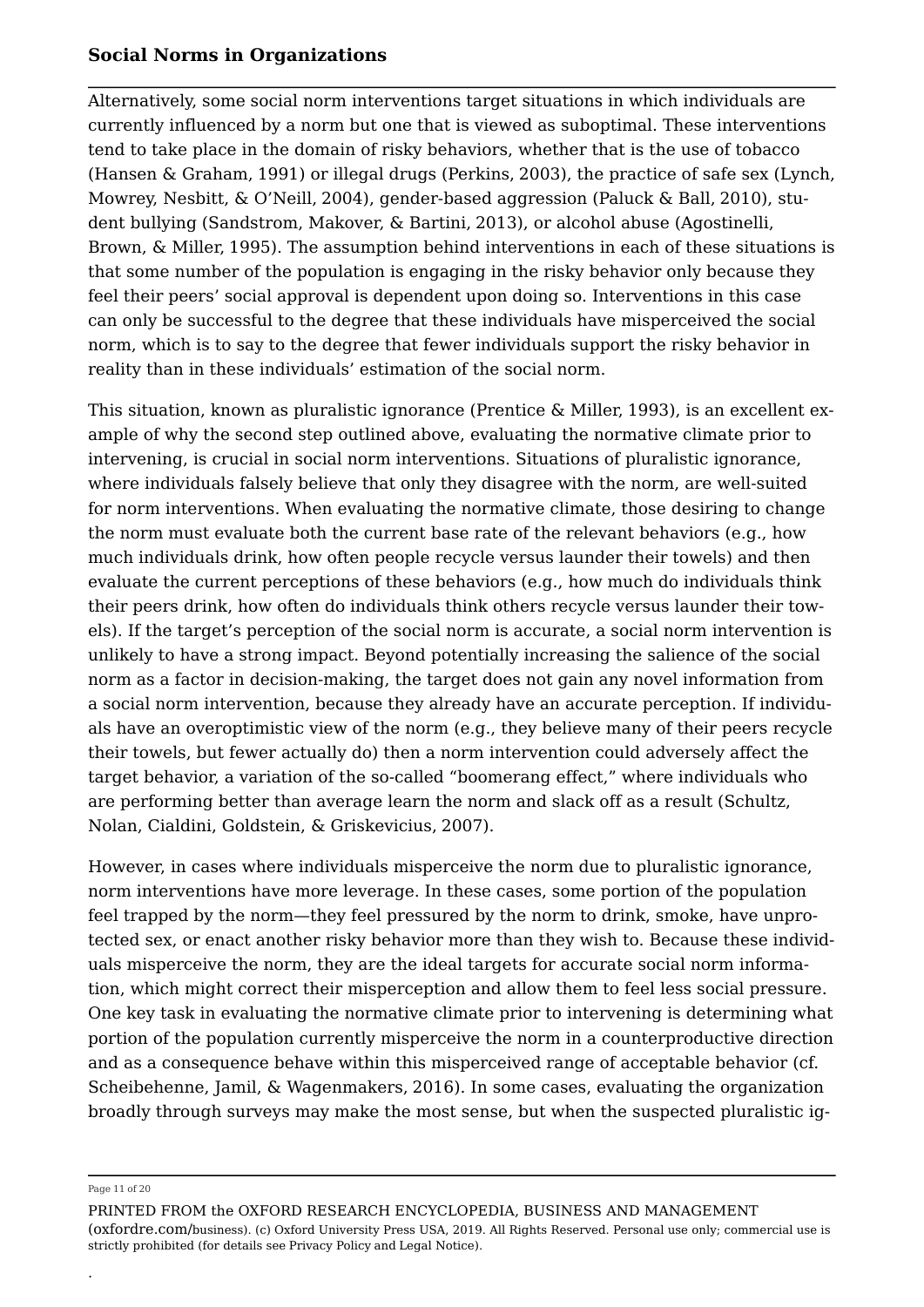Alternatively, some social norm interventions target situations in which individuals are currently influenced by a norm but one that is viewed as suboptimal. These interventions tend to take place in the domain of risky behaviors, whether that is the use of tobacco (Hansen & Graham, 1991) or illegal drugs (Perkins, 2003), the practice of safe sex (Lynch, Mowrey, Nesbitt, & O'Neill, 2004), gender-based aggression (Paluck & Ball, 2010), student bullying (Sandstrom, Makover, & Bartini, 2013), or alcohol abuse (Agostinelli, Brown, & Miller, 1995). The assumption behind interventions in each of these situations is that some number of the population is engaging in the risky behavior only because they feel their peers' social approval is dependent upon doing so. Interventions in this case can only be successful to the degree that these individuals have misperceived the social norm, which is to say to the degree that fewer individuals support the risky behavior in reality than in these individuals' estimation of the social norm.

This situation, known as pluralistic ignorance (Prentice & Miller, 1993), is an excellent example of why the second step outlined above, evaluating the normative climate prior to intervening, is crucial in social norm interventions. Situations of pluralistic ignorance, where individuals falsely believe that only they disagree with the norm, are well-suited for norm interventions. When evaluating the normative climate, those desiring to change the norm must evaluate both the current base rate of the relevant behaviors (e.g., how much individuals drink, how often people recycle versus launder their towels) and then evaluate the current perceptions of these behaviors (e.g., how much do individuals think their peers drink, how often do individuals think others recycle versus launder their towels). If the target's perception of the social norm is accurate, a social norm intervention is unlikely to have a strong impact. Beyond potentially increasing the salience of the social norm as a factor in decision-making, the target does not gain any novel information from a social norm intervention, because they already have an accurate perception. If individuals have an overoptimistic view of the norm (e.g., they believe many of their peers recycle their towels, but fewer actually do) then a norm intervention could adversely affect the target behavior, a variation of the so-called "boomerang effect," where individuals who are performing better than average learn the norm and slack off as a result (Schultz, Nolan, Cialdini, Goldstein, & Griskevicius, 2007).

However, in cases where individuals misperceive the norm due to pluralistic ignorance, norm interventions have more leverage. In these cases, some portion of the population feel trapped by the norm—they feel pressured by the norm to drink, smoke, have unprotected sex, or enact another risky behavior more than they wish to. Because these individuals misperceive the norm, they are the ideal targets for accurate social norm information, which might correct their misperception and allow them to feel less social pressure. One key task in evaluating the normative climate prior to intervening is determining what portion of the population currently misperceive the norm in a counterproductive direction and as a consequence behave within this misperceived range of acceptable behavior (cf. Scheibehenne, Jamil, & Wagenmakers, 2016). In some cases, evaluating the organization broadly through surveys may make the most sense, but when the suspected pluralistic ig-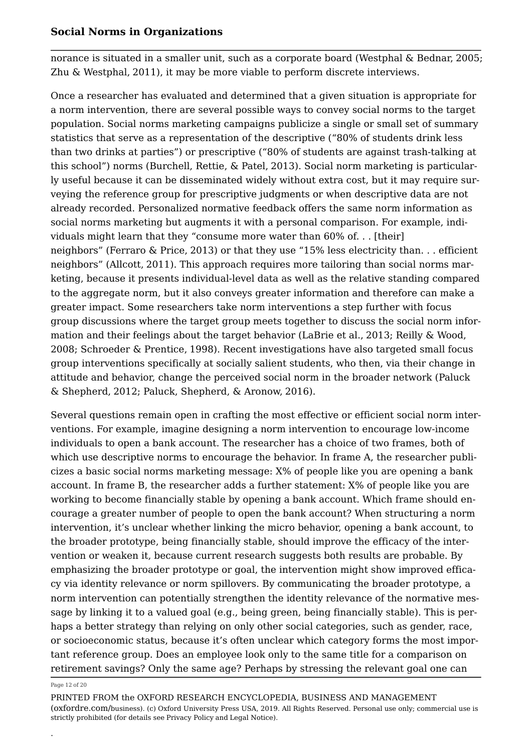norance is situated in a smaller unit, such as a corporate board (Westphal & Bednar, 2005; Zhu & Westphal, 2011), it may be more viable to perform discrete interviews.

Once a researcher has evaluated and determined that a given situation is appropriate for a norm intervention, there are several possible ways to convey social norms to the target population. Social norms marketing campaigns publicize a single or small set of summary statistics that serve as a representation of the descriptive ("80% of students drink less than two drinks at parties") or prescriptive ("80% of students are against trash-talking at this school") norms (Burchell, Rettie, & Patel, 2013). Social norm marketing is particularly useful because it can be disseminated widely without extra cost, but it may require surveying the reference group for prescriptive judgments or when descriptive data are not already recorded. Personalized normative feedback offers the same norm information as social norms marketing but augments it with a personal comparison. For example, individuals might learn that they "consume more water than 60% of. . . [their] neighbors" (Ferraro & Price, 2013) or that they use "15% less electricity than. . . efficient neighbors" (Allcott, 2011). This approach requires more tailoring than social norms marketing, because it presents individual-level data as well as the relative standing compared to the aggregate norm, but it also conveys greater information and therefore can make a greater impact. Some researchers take norm interventions a step further with focus group discussions where the target group meets together to discuss the social norm information and their feelings about the target behavior (LaBrie et al., 2013; Reilly & Wood, 2008; Schroeder & Prentice, 1998). Recent investigations have also targeted small focus group interventions specifically at socially salient students, who then, via their change in attitude and behavior, change the perceived social norm in the broader network (Paluck & Shepherd, 2012; Paluck, Shepherd, & Aronow, 2016).

Several questions remain open in crafting the most effective or efficient social norm interventions. For example, imagine designing a norm intervention to encourage low-income individuals to open a bank account. The researcher has a choice of two frames, both of which use descriptive norms to encourage the behavior. In frame A, the researcher publicizes a basic social norms marketing message: X% of people like you are opening a bank account. In frame B, the researcher adds a further statement: X% of people like you are working to become financially stable by opening a bank account. Which frame should encourage a greater number of people to open the bank account? When structuring a norm intervention, it's unclear whether linking the micro behavior, opening a bank account, to the broader prototype, being financially stable, should improve the efficacy of the intervention or weaken it, because current research suggests both results are probable. By emphasizing the broader prototype or goal, the intervention might show improved efficacy via identity relevance or norm spillovers. By communicating the broader prototype, a norm intervention can potentially strengthen the identity relevance of the normative message by linking it to a valued goal (e.g., being green, being financially stable). This is perhaps a better strategy than relying on only other social categories, such as gender, race, or socioeconomic status, because it's often unclear which category forms the most important reference group. Does an employee look only to the same title for a comparison on retirement savings? Only the same age? Perhaps by stressing the relevant goal one can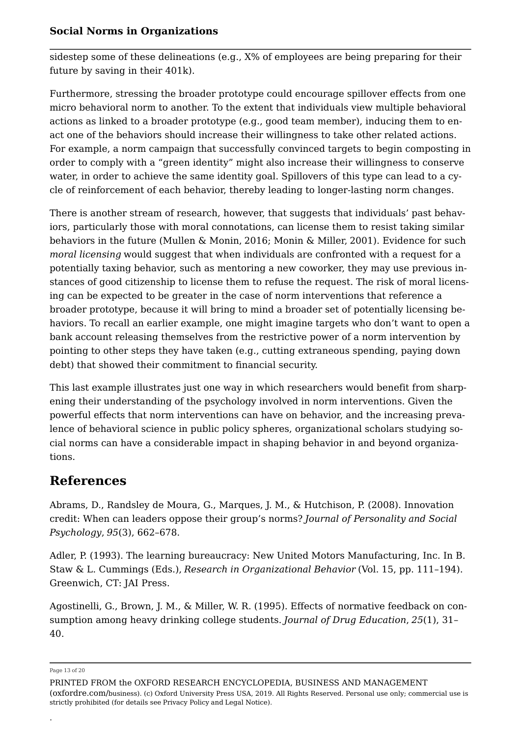sidestep some of these delineations (e.g., X% of employees are being preparing for their future by saving in their 401k).

Furthermore, stressing the broader prototype could encourage spillover effects from one micro behavioral norm to another. To the extent that individuals view multiple behavioral actions as linked to a broader prototype (e.g., good team member), inducing them to enact one of the behaviors should increase their willingness to take other related actions. For example, a norm campaign that successfully convinced targets to begin composting in order to comply with a "green identity" might also increase their willingness to conserve water, in order to achieve the same identity goal. Spillovers of this type can lead to a cycle of reinforcement of each behavior, thereby leading to longer-lasting norm changes.

There is another stream of research, however, that suggests that individuals' past behaviors, particularly those with moral connotations, can license them to resist taking similar behaviors in the future (Mullen & Monin, 2016; Monin & Miller, 2001). Evidence for such *moral licensing* would suggest that when individuals are confronted with a request for a potentially taxing behavior, such as mentoring a new coworker, they may use previous instances of good citizenship to license them to refuse the request. The risk of moral licensing can be expected to be greater in the case of norm interventions that reference a broader prototype, because it will bring to mind a broader set of potentially licensing behaviors. To recall an earlier example, one might imagine targets who don't want to open a bank account releasing themselves from the restrictive power of a norm intervention by pointing to other steps they have taken (e.g., cutting extraneous spending, paying down debt) that showed their commitment to financial security.

This last example illustrates just one way in which researchers would benefit from sharpening their understanding of the psychology involved in norm interventions. Given the powerful effects that norm interventions can have on behavior, and the increasing prevalence of behavioral science in public policy spheres, organizational scholars studying social norms can have a considerable impact in shaping behavior in and beyond organizations.

## References

Abrams, D., Randsley de Moura, G., Marques, J. M., & Hutchison, P. (2008). Innovation credit: When can leaders oppose their group's norms? *Journal of Personality and Social Psychology*, *95*(3), 662–678.

Adler, P. (1993). The learning bureaucracy: New United Motors Manufacturing, Inc. In B. Staw & L. Cummings (Eds.), *Research in Organizational Behavior* (Vol. 15, pp. 111–194). Greenwich, CT: JAI Press.

Agostinelli, G., Brown, J. M., & Miller, W. R. (1995). Effects of normative feedback on consumption among heavy drinking college students. *Journal of Drug Education*, *25*(1), 31–40.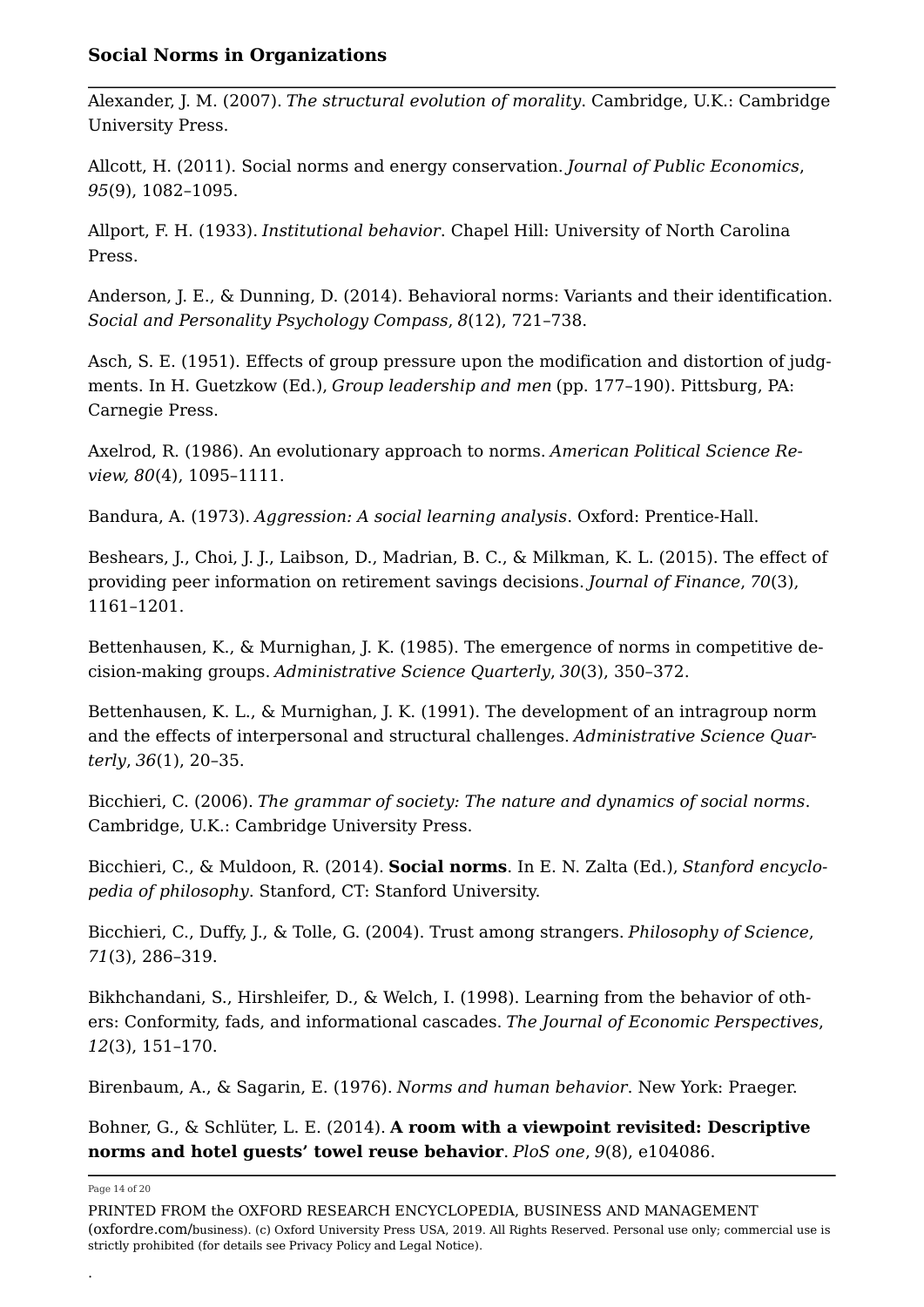Alexander, J. M. (2007). *The structural evolution of morality*. Cambridge, U.K.: Cambridge University Press.

Allcott, H. (2011). Social norms and energy conservation. *Journal of Public Economics*, *95*(9), 1082–1095.

Allport, F. H. (1933). *Institutional behavior*. Chapel Hill: University of North Carolina Press.

Anderson, J. E., & Dunning, D. (2014). Behavioral norms: Variants and their identification. *Social and Personality Psychology Compass*, *8*(12), 721–738.

Asch, S. E. (1951). Effects of group pressure upon the modification and distortion of judgments. In H. Guetzkow (Ed.), *Group leadership and men* (pp. 177–190). Pittsburg, PA: Carnegie Press.

Axelrod, R. (1986). An evolutionary approach to norms. *American Political Science Review, 80*(4), 1095–1111.

Bandura, A. (1973). *Aggression: A social learning analysis*. Oxford: Prentice-Hall.

Beshears, J., Choi, J. J., Laibson, D., Madrian, B. C., & Milkman, K. L. (2015). The effect of providing peer information on retirement savings decisions. *Journal of Finance*, *70*(3), 1161–1201.

Bettenhausen, K., & Murnighan, J. K. (1985). The emergence of norms in competitive decision-making groups. *Administrative Science Quarterly*, *30*(3), 350–372.

Bettenhausen, K. L., & Murnighan, J. K. (1991). The development of an intragroup norm and the effects of interpersonal and structural challenges. *Administrative Science Quarterly*, *36*(1), 20–35.

Bicchieri, C. (2006). *The grammar of society: The nature and dynamics of social norms*. Cambridge, U.K.: Cambridge University Press.

Bicchieri, C., & Muldoon, R. (2014). **Social norms**. In E. N. Zalta (Ed.), *Stanford encyclopedia of philosophy*. Stanford, CT: Stanford University.

Bicchieri, C., Duffy, J., & Tolle, G. (2004). Trust among strangers. *Philosophy of Science*, *71*(3), 286–319.

Bikhchandani, S., Hirshleifer, D., & Welch, I. (1998). Learning from the behavior of others: Conformity, fads, and informational cascades. *The Journal of Economic Perspectives*, *12*(3), 151–170.

Birenbaum, A., & Sagarin, E. (1976). *Norms and human behavior*. New York: Praeger.

Bohner, G., & Schlüter, L. E. (2014). **A room with a viewpoint revisited: Descriptive norms and hotel guests' towel reuse behavior**. *PloS one*, *9*(8), e104086.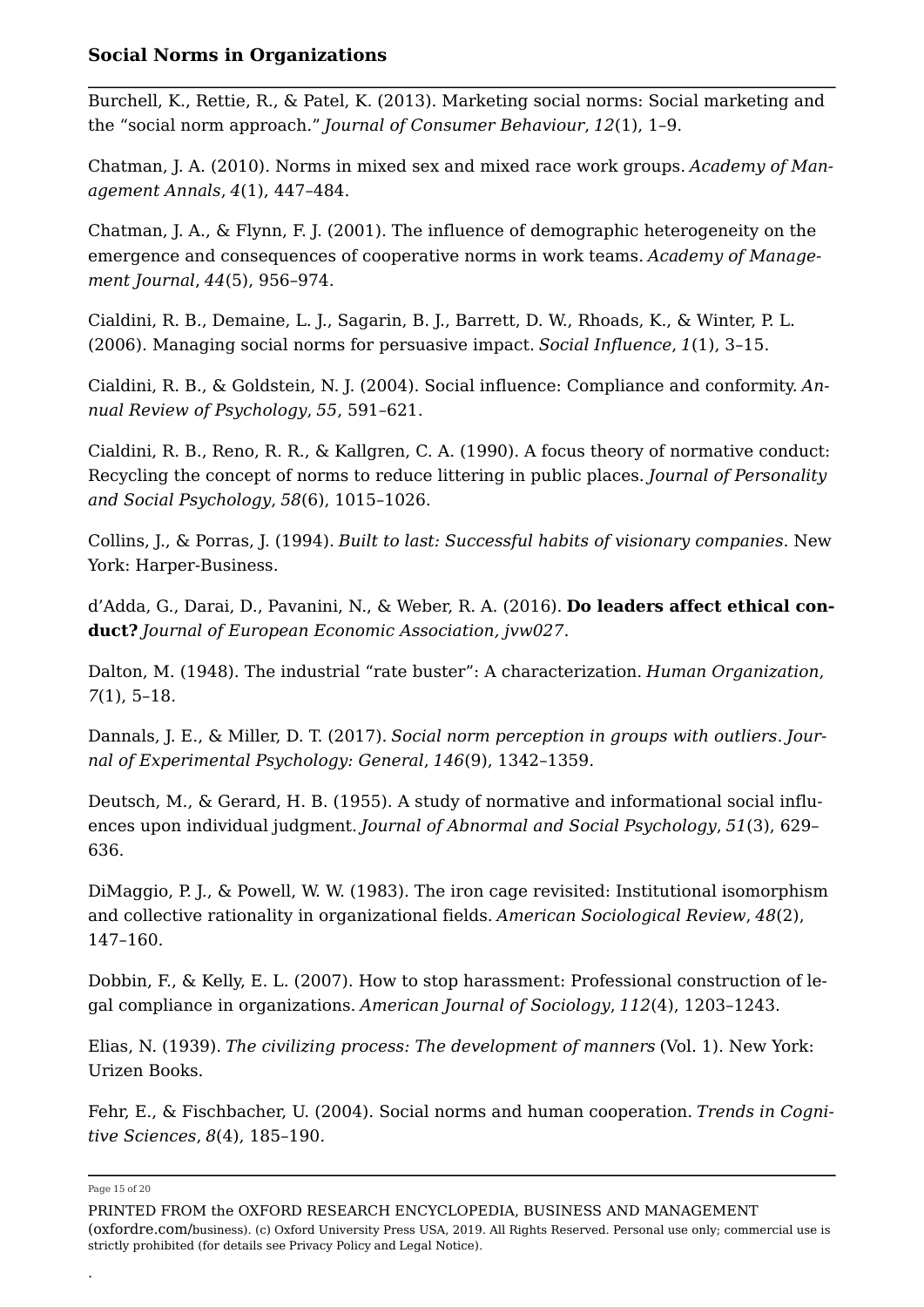Burchell, K., Rettie, R., & Patel, K. (2013). Marketing social norms: Social marketing and the “social norm approach.” *Journal of Consumer Behaviour*, *12*(1), 1–9.

Chatman, J. A. (2010). Norms in mixed sex and mixed race work groups. *Academy of Management Annals*, *4*(1), 447–484.

Chatman, J. A., & Flynn, F. J. (2001). The influence of demographic heterogeneity on the emergence and consequences of cooperative norms in work teams. *Academy of Management Journal*, *44*(5), 956–974.

Cialdini, R. B., Demaine, L. J., Sagarin, B. J., Barrett, D. W., Rhoads, K., & Winter, P. L. (2006). Managing social norms for persuasive impact. *Social Influence*, *1*(1), 3–15.

Cialdini, R. B., & Goldstein, N. J. (2004). Social influence: Compliance and conformity. *Annual Review of Psychology*, *55*, 591–621.

Cialdini, R. B., Reno, R. R., & Kallgren, C. A. (1990). A focus theory of normative conduct: Recycling the concept of norms to reduce littering in public places. *Journal of Personality and Social Psychology*, *58*(6), 1015–1026.

Collins, J., & Porras, J. (1994). *Built to last: Successful habits of visionary companies*. New York: Harper-Business.

d’Adda, G., Darai, D., Pavanini, N., & Weber, R. A. (2016). **Do leaders affect ethical conduct?** *Journal of European Economic Association, jvw027*.

Dalton, M. (1948). The industrial “rate buster”: A characterization. *Human Organization*, *7*(1), 5–18.

Dannals, J. E., & Miller, D. T. (2017). *Social norm perception in groups with outliers*. *Journal of Experimental Psychology: General*, *146*(9), 1342–1359.

Deutsch, M., & Gerard, H. B. (1955). A study of normative and informational social influences upon individual judgment. *Journal of Abnormal and Social Psychology*, *51*(3), 629–636.

DiMaggio, P. J., & Powell, W. W. (1983). The iron cage revisited: Institutional isomorphism and collective rationality in organizational fields. *American Sociological Review*, *48*(2), 147–160.

Dobbin, F., & Kelly, E. L. (2007). How to stop harassment: Professional construction of legal compliance in organizations. *American Journal of Sociology*, *112*(4), 1203–1243.

Elias, N. (1939). *The civilizing process: The development of manners* (Vol. 1). New York: Urizen Books.

Fehr, E., & Fischbacher, U. (2004). Social norms and human cooperation. *Trends in Cognitive Sciences*, *8*(4), 185–190.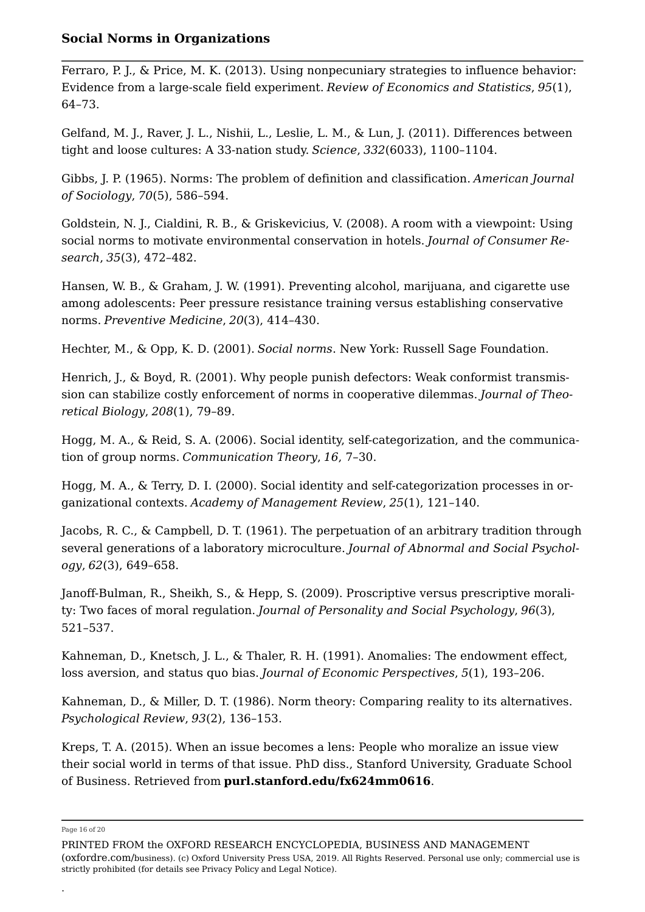Ferraro, P. J., & Price, M. K. (2013). Using nonpecuniary strategies to influence behavior: Evidence from a large-scale field experiment. *Review of Economics and Statistics*, *95*(1), 64–73.

Gelfand, M. J., Raver, J. L., Nishii, L., Leslie, L. M., & Lun, J. (2011). Differences between tight and loose cultures: A 33-nation study. *Science*, *332*(6033), 1100–1104.

Gibbs, J. P. (1965). Norms: The problem of definition and classification. *American Journal of Sociology*, *70*(5), 586–594.

Goldstein, N. J., Cialdini, R. B., & Griskevicius, V. (2008). A room with a viewpoint: Using social norms to motivate environmental conservation in hotels. *Journal of Consumer Research*, *35*(3), 472–482.

Hansen, W. B., & Graham, J. W. (1991). Preventing alcohol, marijuana, and cigarette use among adolescents: Peer pressure resistance training versus establishing conservative norms. *Preventive Medicine*, *20*(3), 414–430.

Hechter, M., & Opp, K. D. (2001). *Social norms*. New York: Russell Sage Foundation.

Henrich, J., & Boyd, R. (2001). Why people punish defectors: Weak conformist transmission can stabilize costly enforcement of norms in cooperative dilemmas. *Journal of Theoretical Biology*, *208*(1), 79–89.

Hogg, M. A., & Reid, S. A. (2006). Social identity, self-categorization, and the communication of group norms. *Communication Theory*, *16*, 7–30.

Hogg, M. A., & Terry, D. I. (2000). Social identity and self-categorization processes in organizational contexts. *Academy of Management Review*, *25*(1), 121–140.

Jacobs, R. C., & Campbell, D. T. (1961). The perpetuation of an arbitrary tradition through several generations of a laboratory microculture. *Journal of Abnormal and Social Psychology*, *62*(3), 649–658.

Janoff-Bulman, R., Sheikh, S., & Hepp, S. (2009). Proscriptive versus prescriptive morality: Two faces of moral regulation. *Journal of Personality and Social Psychology*, *96*(3), 521–537.

Kahneman, D., Knetsch, J. L., & Thaler, R. H. (1991). Anomalies: The endowment effect, loss aversion, and status quo bias. *Journal of Economic Perspectives*, *5*(1), 193–206.

Kahneman, D., & Miller, D. T. (1986). Norm theory: Comparing reality to its alternatives. *Psychological Review*, *93*(2), 136–153.

Kreps, T. A. (2015). When an issue becomes a lens: People who moralize an issue view their social world in terms of that issue. PhD diss., Stanford University, Graduate School of Business. Retrieved from **purl.stanford.edu/fx624mm0616**.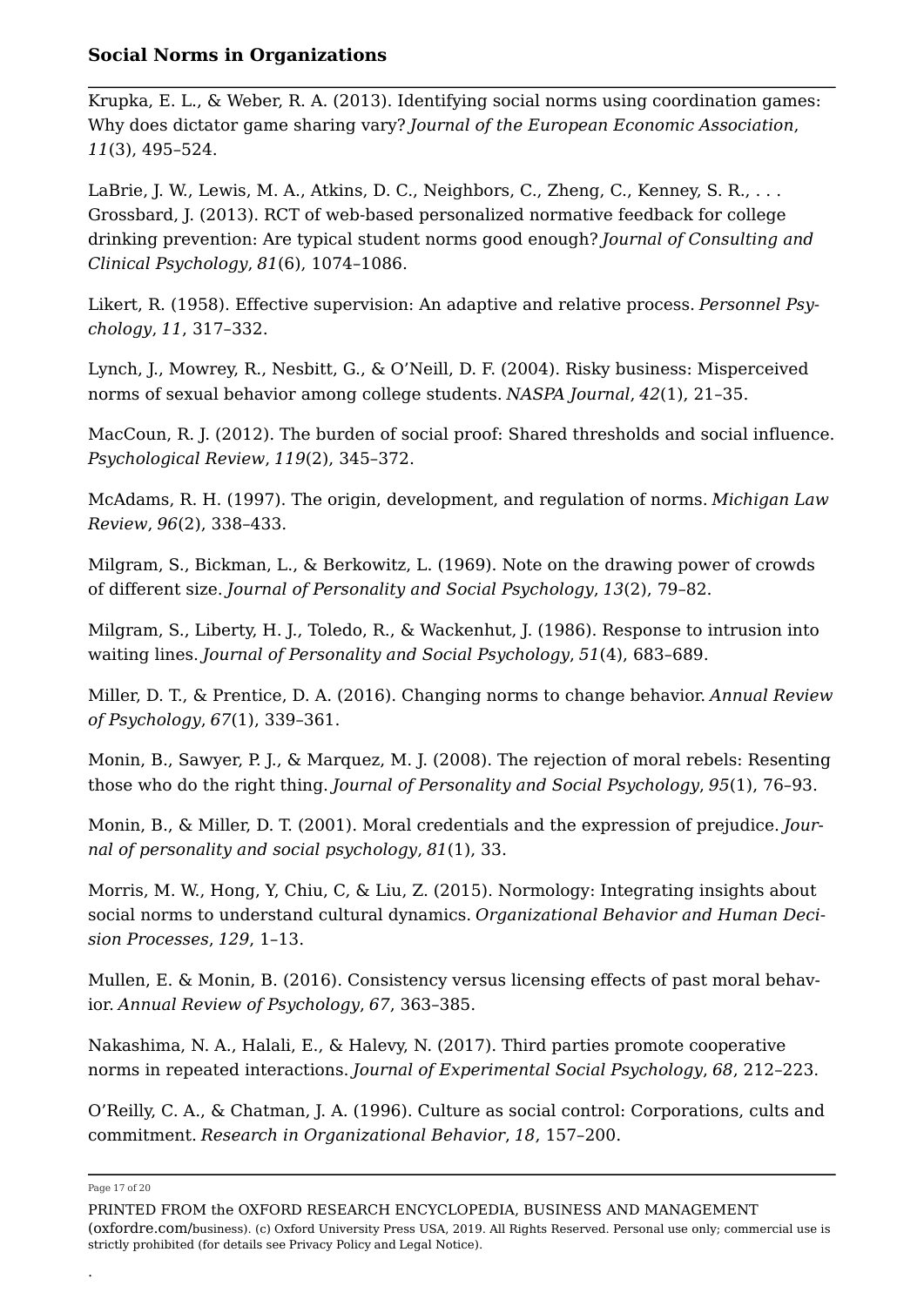Krupka, E. L., & Weber, R. A. (2013). Identifying social norms using coordination games: Why does dictator game sharing vary? *Journal of the European Economic Association*, *11*(3), 495–524.

LaBrie, J. W., Lewis, M. A., Atkins, D. C., Neighbors, C., Zheng, C., Kenney, S. R., . . . Grossbard, J. (2013). RCT of web-based personalized normative feedback for college drinking prevention: Are typical student norms good enough? *Journal of Consulting and Clinical Psychology*, *81*(6), 1074–1086.

Likert, R. (1958). Effective supervision: An adaptive and relative process. *Personnel Psychology*, *11*, 317–332.

Lynch, J., Mowrey, R., Nesbitt, G., & O'Neill, D. F. (2004). Risky business: Misperceived norms of sexual behavior among college students. *NASPA Journal*, *42*(1), 21–35.

MacCoun, R. J. (2012). The burden of social proof: Shared thresholds and social influence. *Psychological Review*, *119*(2), 345–372.

McAdams, R. H. (1997). The origin, development, and regulation of norms. *Michigan Law Review*, *96*(2), 338–433.

Milgram, S., Bickman, L., & Berkowitz, L. (1969). Note on the drawing power of crowds of different size. *Journal of Personality and Social Psychology*, *13*(2), 79–82.

Milgram, S., Liberty, H. J., Toledo, R., & Wackenhut, J. (1986). Response to intrusion into waiting lines. *Journal of Personality and Social Psychology*, *51*(4), 683–689.

Miller, D. T., & Prentice, D. A. (2016). Changing norms to change behavior. *Annual Review of Psychology*, *67*(1), 339–361.

Monin, B., Sawyer, P. J., & Marquez, M. J. (2008). The rejection of moral rebels: Resenting those who do the right thing. *Journal of Personality and Social Psychology*, *95*(1), 76–93.

Monin, B., & Miller, D. T. (2001). Moral credentials and the expression of prejudice. *Journal of personality and social psychology*, *81*(1), 33.

Morris, M. W., Hong, Y, Chiu, C, & Liu, Z. (2015). Normology: Integrating insights about social norms to understand cultural dynamics. *Organizational Behavior and Human Decision Processes*, *129*, 1–13.

Mullen, E. & Monin, B. (2016). Consistency versus licensing effects of past moral behavior. *Annual Review of Psychology*, *67*, 363–385.

Nakashima, N. A., Halali, E., & Halevy, N. (2017). Third parties promote cooperative norms in repeated interactions. *Journal of Experimental Social Psychology*, *68*, 212–223.

O'Reilly, C. A., & Chatman, J. A. (1996). Culture as social control: Corporations, cults and commitment. *Research in Organizational Behavior*, *18*, 157–200.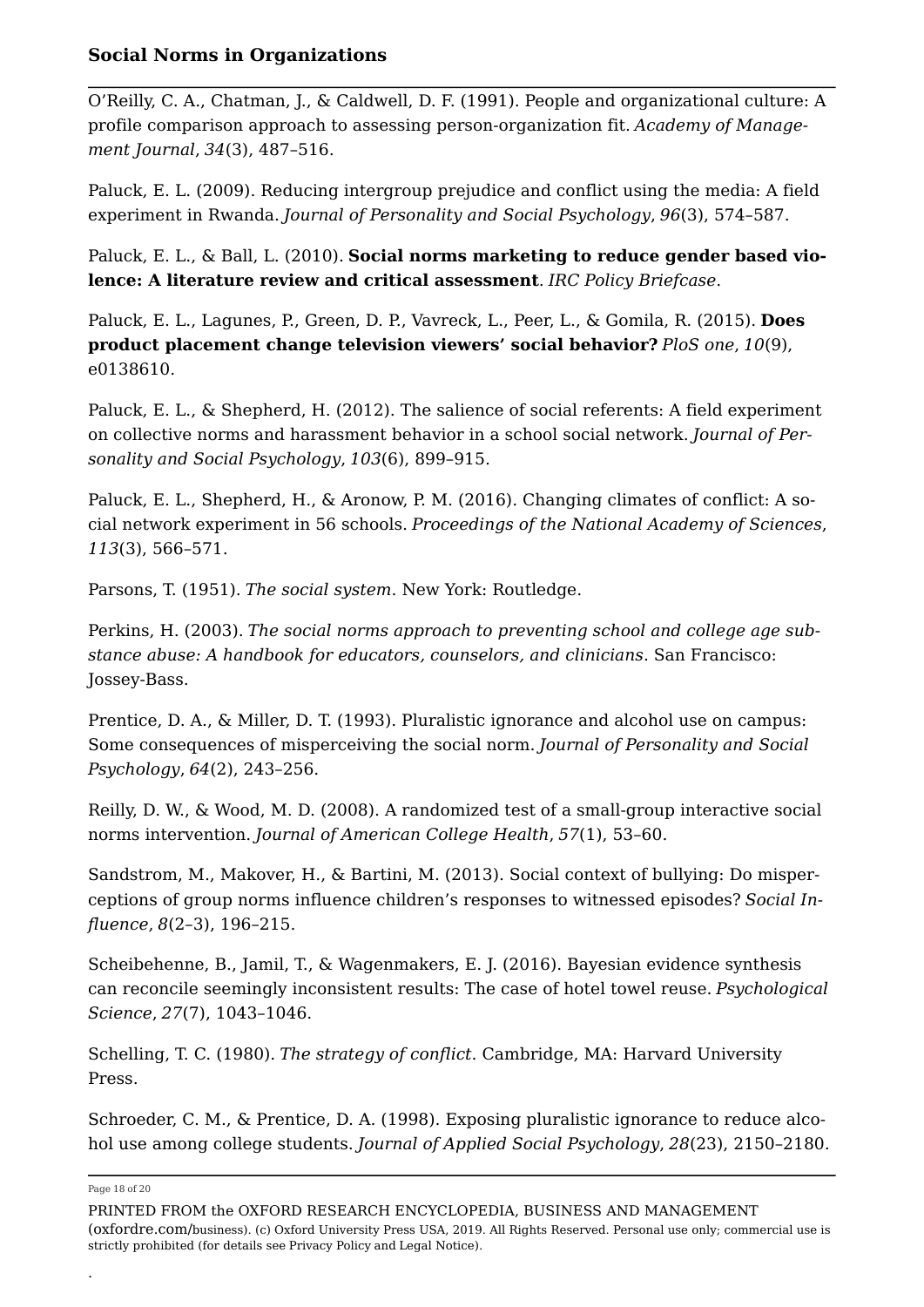O'Reilly, C. A., Chatman, J., & Caldwell, D. F. (1991). People and organizational culture: A profile comparison approach to assessing person-organization fit. *Academy of Management Journal*, *34*(3), 487–516.

Paluck, E. L. (2009). Reducing intergroup prejudice and conflict using the media: A field experiment in Rwanda. *Journal of Personality and Social Psychology*, *96*(3), 574–587.

Paluck, E. L., & Ball, L. (2010). **Social norms marketing to reduce gender based violence: A literature review and critical assessment**. *IRC Policy Briefcase*.

Paluck, E. L., Lagunes, P., Green, D. P., Vavreck, L., Peer, L., & Gomila, R. (2015). **Does product placement change television viewers' social behavior?** *PloS one*, *10*(9), e0138610.

Paluck, E. L., & Shepherd, H. (2012). The salience of social referents: A field experiment on collective norms and harassment behavior in a school social network. *Journal of Personality and Social Psychology*, *103*(6), 899–915.

Paluck, E. L., Shepherd, H., & Aronow, P. M. (2016). Changing climates of conflict: A social network experiment in 56 schools. *Proceedings of the National Academy of Sciences*, *113*(3), 566–571.

Parsons, T. (1951). *The social system*. New York: Routledge.

Perkins, H. (2003). *The social norms approach to preventing school and college age substance abuse: A handbook for educators, counselors, and clinicians*. San Francisco: Jossey-Bass.

Prentice, D. A., & Miller, D. T. (1993). Pluralistic ignorance and alcohol use on campus: Some consequences of misperceiving the social norm. *Journal of Personality and Social Psychology*, *64*(2), 243–256.

Reilly, D. W., & Wood, M. D. (2008). A randomized test of a small-group interactive social norms intervention. *Journal of American College Health*, *57*(1), 53–60.

Sandstrom, M., Makover, H., & Bartini, M. (2013). Social context of bullying: Do misperceptions of group norms influence children's responses to witnessed episodes? *Social Influence*, *8*(2–3), 196–215.

Scheibehenne, B., Jamil, T., & Wagenmakers, E. J. (2016). Bayesian evidence synthesis can reconcile seemingly inconsistent results: The case of hotel towel reuse. *Psychological Science*, *27*(7), 1043–1046.

Schelling, T. C. (1980). *The strategy of conflict*. Cambridge, MA: Harvard University Press.

Schroeder, C. M., & Prentice, D. A. (1998). Exposing pluralistic ignorance to reduce alcohol use among college students. *Journal of Applied Social Psychology*, *28*(23), 2150–2180.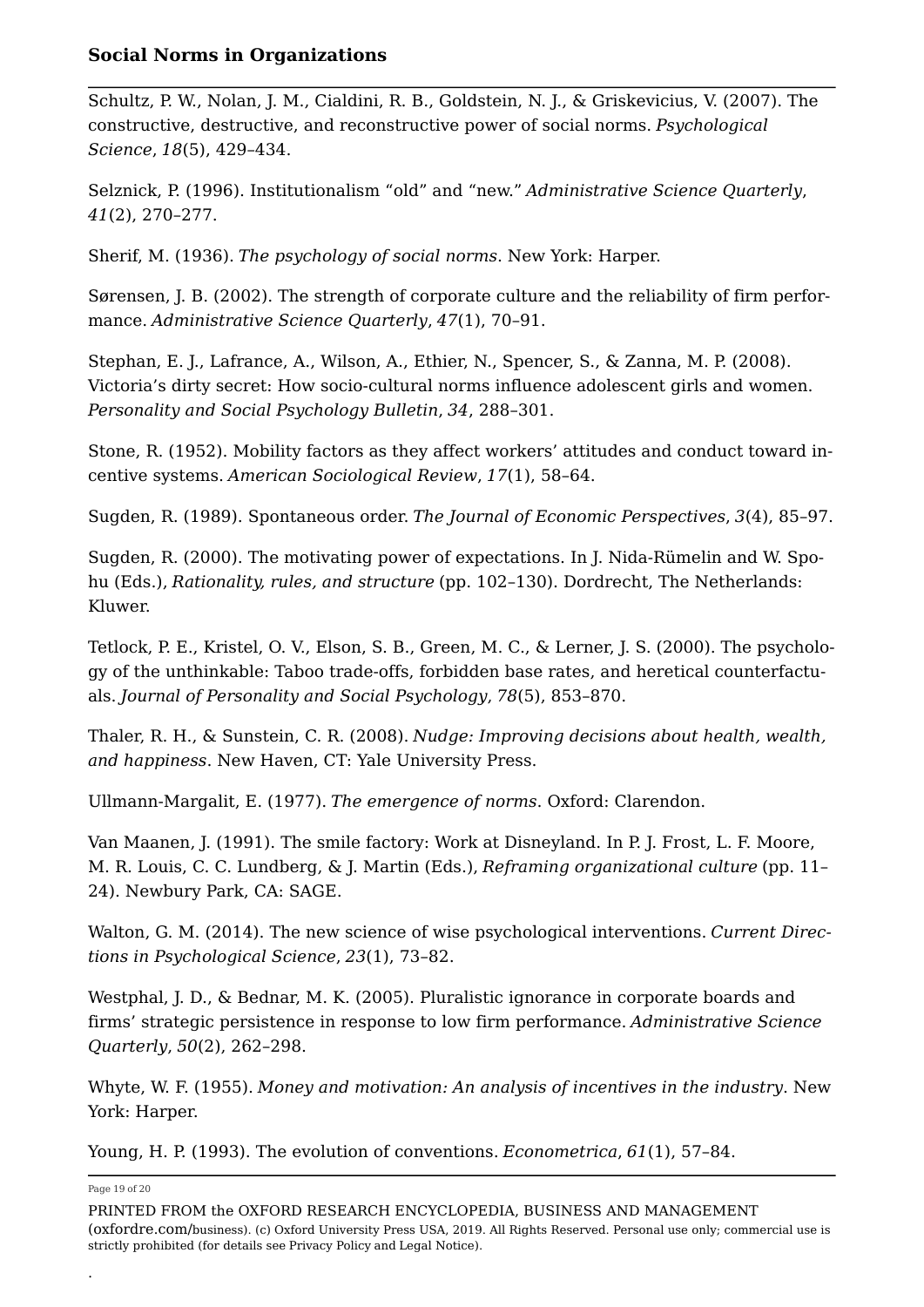Schultz, P. W., Nolan, J. M., Cialdini, R. B., Goldstein, N. J., & Griskevicius, V. (2007). The constructive, destructive, and reconstructive power of social norms. *Psychological Science*, *18*(5), 429–434.

Selznick, P. (1996). Institutionalism “old” and “new.” *Administrative Science Quarterly*, *41*(2), 270–277.

Sherif, M. (1936). *The psychology of social norms*. New York: Harper.

Sørensen, J. B. (2002). The strength of corporate culture and the reliability of firm performance. *Administrative Science Quarterly*, *47*(1), 70–91.

Stephan, E. J., Lafrance, A., Wilson, A., Ethier, N., Spencer, S., & Zanna, M. P. (2008). Victoria’s dirty secret: How socio-cultural norms influence adolescent girls and women. *Personality and Social Psychology Bulletin*, *34*, 288–301.

Stone, R. (1952). Mobility factors as they affect workers’ attitudes and conduct toward incentive systems. *American Sociological Review*, *17*(1), 58–64.

Sugden, R. (1989). Spontaneous order. *The Journal of Economic Perspectives*, *3*(4), 85–97.

Sugden, R. (2000). The motivating power of expectations. In J. Nida-Rümelin and W. Spohu (Eds.), *Rationality, rules, and structure* (pp. 102–130). Dordrecht, The Netherlands: Kluwer.

Tetlock, P. E., Kristel, O. V., Elson, S. B., Green, M. C., & Lerner, J. S. (2000). The psychology of the unthinkable: Taboo trade-offs, forbidden base rates, and heretical counterfactuals. *Journal of Personality and Social Psychology*, *78*(5), 853–870.

Thaler, R. H., & Sunstein, C. R. (2008). *Nudge: Improving decisions about health, wealth, and happiness*. New Haven, CT: Yale University Press.

Ullmann-Margalit, E. (1977). *The emergence of norms*. Oxford: Clarendon.

Van Maanen, J. (1991). The smile factory: Work at Disneyland. In P. J. Frost, L. F. Moore, M. R. Louis, C. C. Lundberg, & J. Martin (Eds.), *Reframing organizational culture* (pp. 11–24). Newbury Park, CA: SAGE.

Walton, G. M. (2014). The new science of wise psychological interventions. *Current Directions in Psychological Science*, *23*(1), 73–82.

Westphal, J. D., & Bednar, M. K. (2005). Pluralistic ignorance in corporate boards and firms’ strategic persistence in response to low firm performance. *Administrative Science Quarterly*, *50*(2), 262–298.

Whyte, W. F. (1955). *Money and motivation: An analysis of incentives in the industry*. New York: Harper.

Young, H. P. (1993). The evolution of conventions. *Econometrica*, *61*(1), 57–84.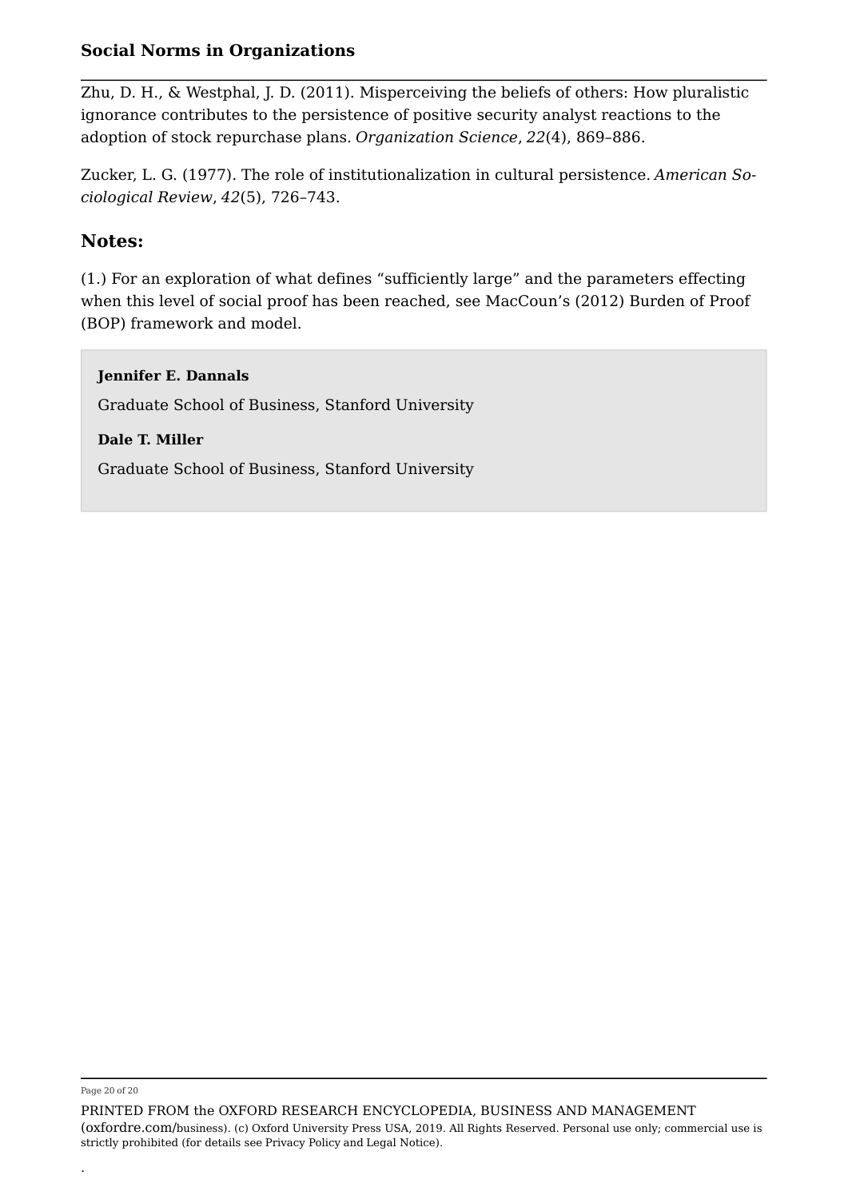Zhu, D. H., & Westphal, J. D. (2011). Misperceiving the beliefs of others: How pluralistic ignorance contributes to the persistence of positive security analyst reactions to the adoption of stock repurchase plans. *Organization Science*, *22*(4), 869–886.

Zucker, L. G. (1977). The role of institutionalization in cultural persistence. *American Sociological Review*, *42*(5), 726–743.

## Notes:

(1.) For an exploration of what defines "sufficiently large" and the parameters effecting when this level of social proof has been reached, see MacCoun's (2012) Burden of Proof (BOP) framework and model.

**Jennifer E. Dannals**

Graduate School of Business, Stanford University

**Dale T. Miller**

Graduate School of Business, Stanford University